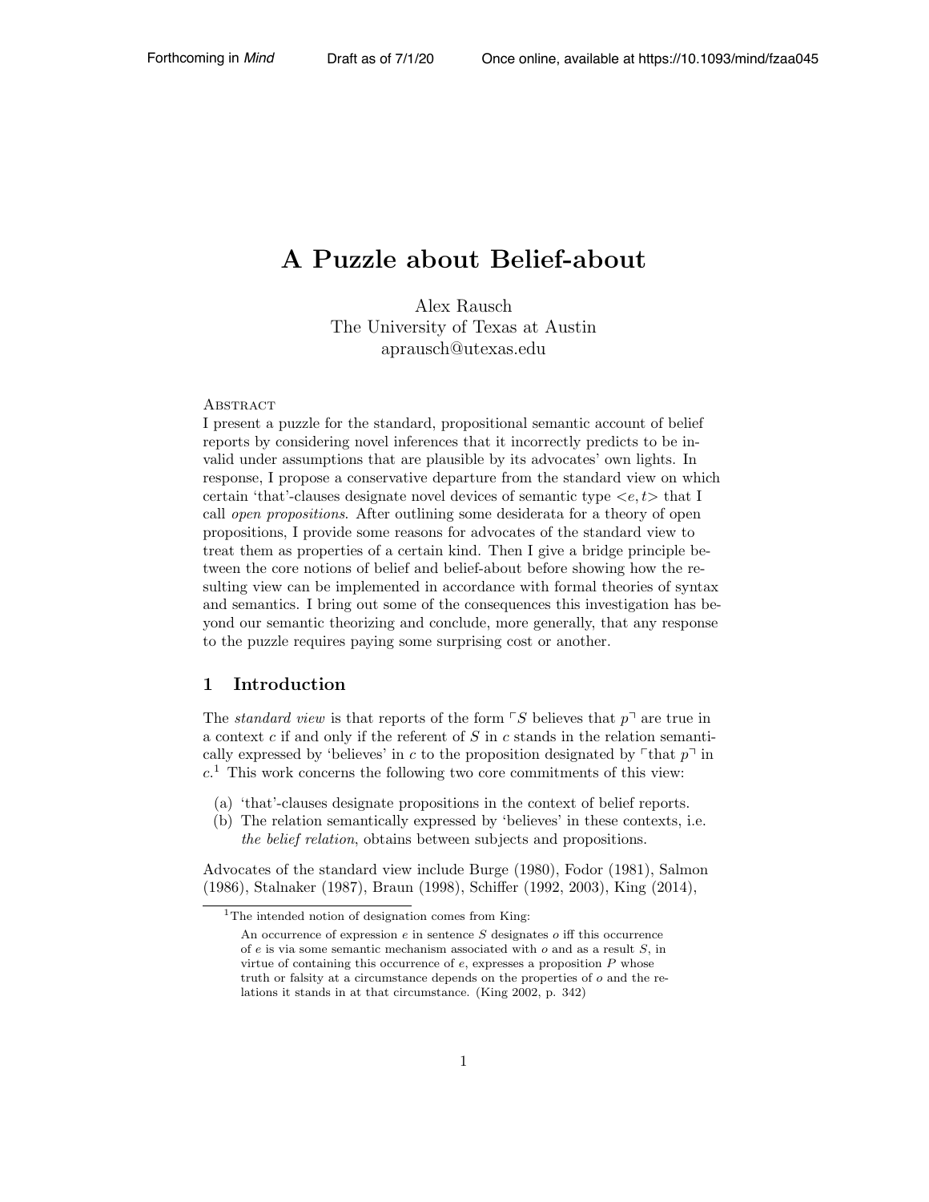# A Puzzle about Belief-about

Alex Rausch
The University of Texas at Austin
aprausch@utexas.edu

Abstract

I present a puzzle for the standard, propositional semantic account of belief reports by considering novel inferences that it incorrectly predicts to be invalid under assumptions that are plausible by its advocates' own lights. In response, I propose a conservative departure from the standard view on which certain 'that'-clauses designate novel devices of semantic type $<e, t>$ that I call *open propositions*. After outlining some desiderata for a theory of open propositions, I provide some reasons for advocates of the standard view to treat them as properties of a certain kind. Then I give a bridge principle between the core notions of belief and belief-about before showing how the resulting view can be implemented in accordance with formal theories of syntax and semantics. I bring out some of the consequences this investigation has beyond our semantic theorizing and conclude, more generally, that any response to the puzzle requires paying some surprising cost or another.

## 1 Introduction

The *standard view* is that reports of the form ⌜$S$ believes that $p$⌝ are true in a context $c$ if and only if the referent of $S$ in $c$ stands in the relation semantically expressed by 'believes' in $c$ to the proposition designated by ⌜that $p$⌝ in $c$.[1] This work concerns the following two core commitments of this view:

(a) 'that'-clauses designate propositions in the context of belief reports.
(b) The relation semantically expressed by 'believes' in these contexts, i.e. *the belief relation*, obtains between subjects and propositions.

Advocates of the standard view include Burge (1980), Fodor (1981), Salmon (1986), Stalnaker (1987), Braun (1998), Schiffer (1992, 2003), King (2014),

[1] The intended notion of designation comes from King:

> An occurrence of expression $e$ in sentence $S$ designates $o$ iff this occurrence of $e$ is via some semantic mechanism associated with $o$ and as a result $S$, in virtue of containing this occurrence of $e$, expresses a proposition $P$ whose truth or falsity at a circumstance depends on the properties of $o$ and the relations it stands in at that circumstance. (King 2002, p. 342)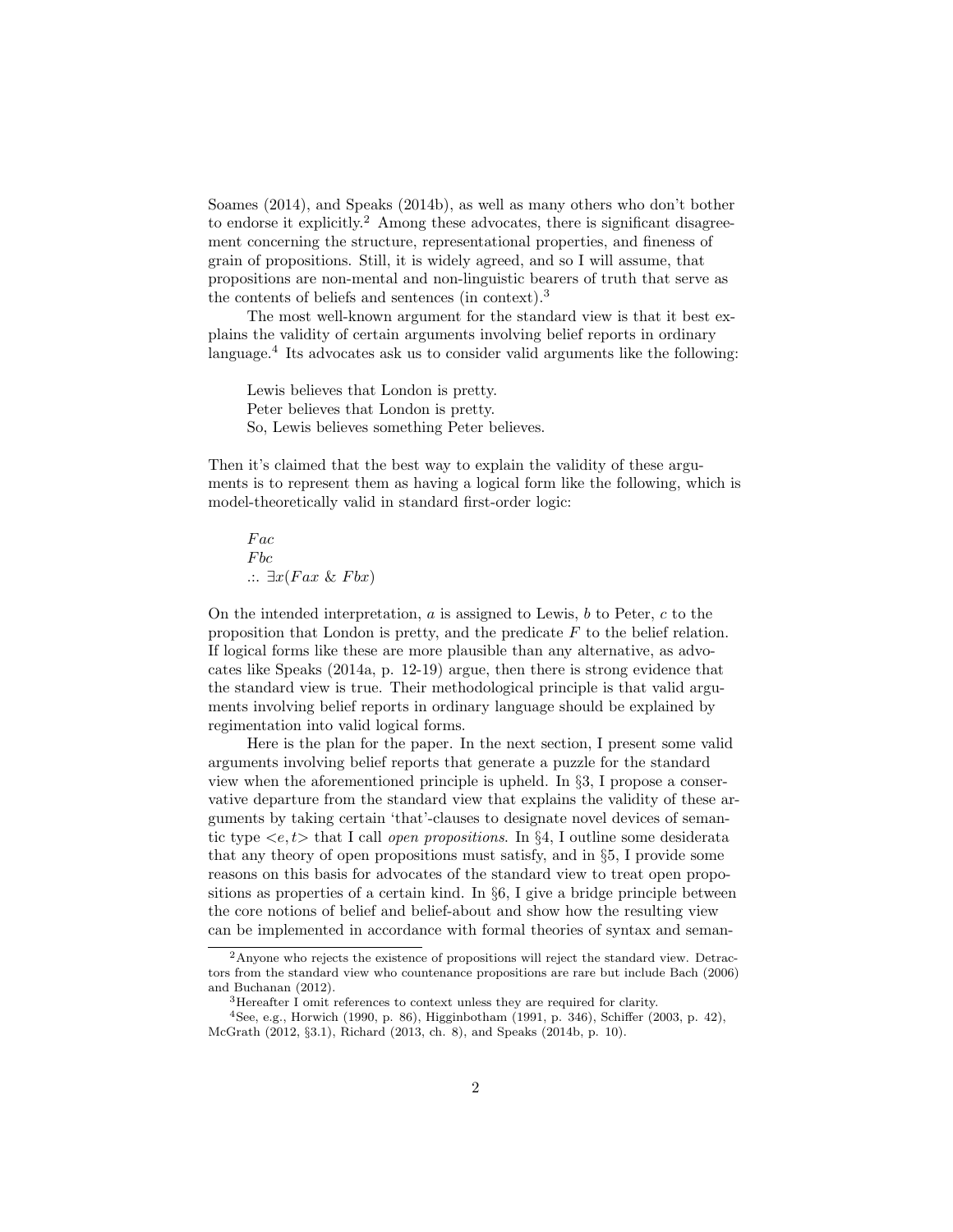Soames (2014), and Speaks (2014b), as well as many others who don't bother to endorse it explicitly.[2] Among these advocates, there is significant disagreement concerning the structure, representational properties, and fineness of grain of propositions. Still, it is widely agreed, and so I will assume, that propositions are non-mental and non-linguistic bearers of truth that serve as the contents of beliefs and sentences (in context).[3]

The most well-known argument for the standard view is that it best explains the validity of certain arguments involving belief reports in ordinary language.[4] Its advocates ask us to consider valid arguments like the following:

> Lewis believes that London is pretty.
> Peter believes that London is pretty.
> So, Lewis believes something Peter believes.

Then it's claimed that the best way to explain the validity of these arguments is to represent them as having a logical form like the following, which is model-theoretically valid in standard first-order logic:

> $Fac$
> $Fbc$
> $\therefore\ \exists x(Fax \ \& \ Fbx)$

On the intended interpretation, $a$ is assigned to Lewis, $b$ to Peter, $c$ to the proposition that London is pretty, and the predicate $F$ to the belief relation. If logical forms like these are more plausible than any alternative, as advocates like Speaks (2014a, p. 12-19) argue, then there is strong evidence that the standard view is true. Their methodological principle is that valid arguments involving belief reports in ordinary language should be explained by regimentation into valid logical forms.

Here is the plan for the paper. In the next section, I present some valid arguments involving belief reports that generate a puzzle for the standard view when the aforementioned principle is upheld. In §3, I propose a conservative departure from the standard view that explains the validity of these arguments by taking certain 'that'-clauses to designate novel devices of semantic type $<e,t>$ that I call *open propositions*. In §4, I outline some desiderata that any theory of open propositions must satisfy, and in §5, I provide some reasons on this basis for advocates of the standard view to treat open propositions as properties of a certain kind. In §6, I give a bridge principle between the core notions of belief and belief-about and show how the resulting view can be implemented in accordance with formal theories of syntax and seman-

---

[2] Anyone who rejects the existence of propositions will reject the standard view. Detractors from the standard view who countenance propositions are rare but include Bach (2006) and Buchanan (2012).

[3] Hereafter I omit references to context unless they are required for clarity.

[4] See, e.g., Horwich (1990, p. 86), Higginbotham (1991, p. 346), Schiffer (2003, p. 42), McGrath (2012, §3.1), Richard (2013, ch. 8), and Speaks (2014b, p. 10).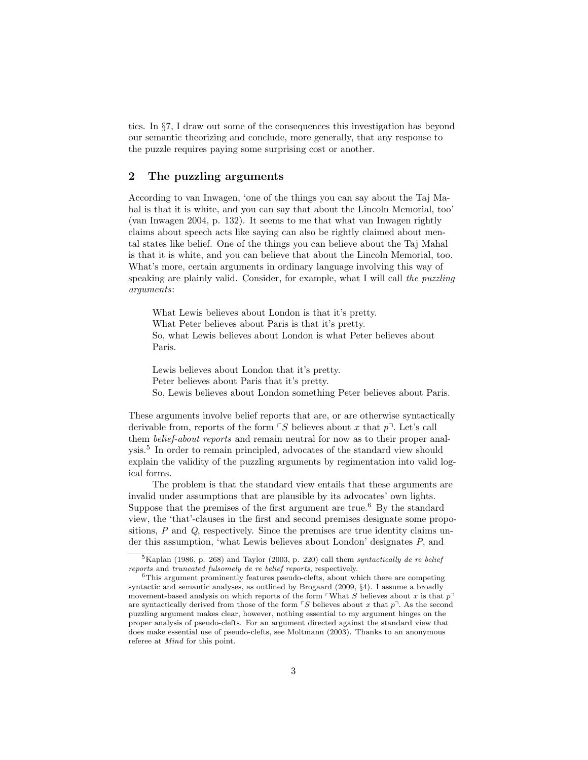tics. In §7, I draw out some of the consequences this investigation has beyond our semantic theorizing and conclude, more generally, that any response to the puzzle requires paying some surprising cost or another.

## 2 The puzzling arguments

According to van Inwagen, 'one of the things you can say about the Taj Mahal is that it is white, and you can say that about the Lincoln Memorial, too' (van Inwagen 2004, p. 132). It seems to me that what van Inwagen rightly claims about speech acts like saying can also be rightly claimed about mental states like belief. One of the things you can believe about the Taj Mahal is that it is white, and you can believe that about the Lincoln Memorial, too. What's more, certain arguments in ordinary language involving this way of speaking are plainly valid. Consider, for example, what I will call *the puzzling arguments*:

> What Lewis believes about London is that it's pretty.
> What Peter believes about Paris is that it's pretty.
> So, what Lewis believes about London is what Peter believes about Paris.

> Lewis believes about London that it's pretty.
> Peter believes about Paris that it's pretty.
> So, Lewis believes about London something Peter believes about Paris.

These arguments involve belief reports that are, or are otherwise syntactically derivable from, reports of the form ⌜*S* believes about *x* that *p*⌝. Let's call them *belief-about reports* and remain neutral for now as to their proper analysis.[5] In order to remain principled, advocates of the standard view should explain the validity of the puzzling arguments by regimentation into valid logical forms.

The problem is that the standard view entails that these arguments are invalid under assumptions that are plausible by its advocates' own lights. Suppose that the premises of the first argument are true.[6] By the standard view, the 'that'-clauses in the first and second premises designate some propositions, *P* and *Q*, respectively. Since the premises are true identity claims under this assumption, 'what Lewis believes about London' designates *P*, and

[5] Kaplan (1986, p. 268) and Taylor (2003, p. 220) call them *syntactically de re belief reports* and *truncated fulsomely de re belief reports*, respectively.

[6] This argument prominently features pseudo-clefts, about which there are competing syntactic and semantic analyses, as outlined by Brogaard (2009, §4). I assume a broadly movement-based analysis on which reports of the form ⌜What *S* believes about *x* is that *p*⌝ are syntactically derived from those of the form ⌜*S* believes about *x* that *p*⌝. As the second puzzling argument makes clear, however, nothing essential to my argument hinges on the proper analysis of pseudo-clefts. For an argument directed against the standard view that does make essential use of pseudo-clefts, see Moltmann (2003). Thanks to an anonymous referee at *Mind* for this point.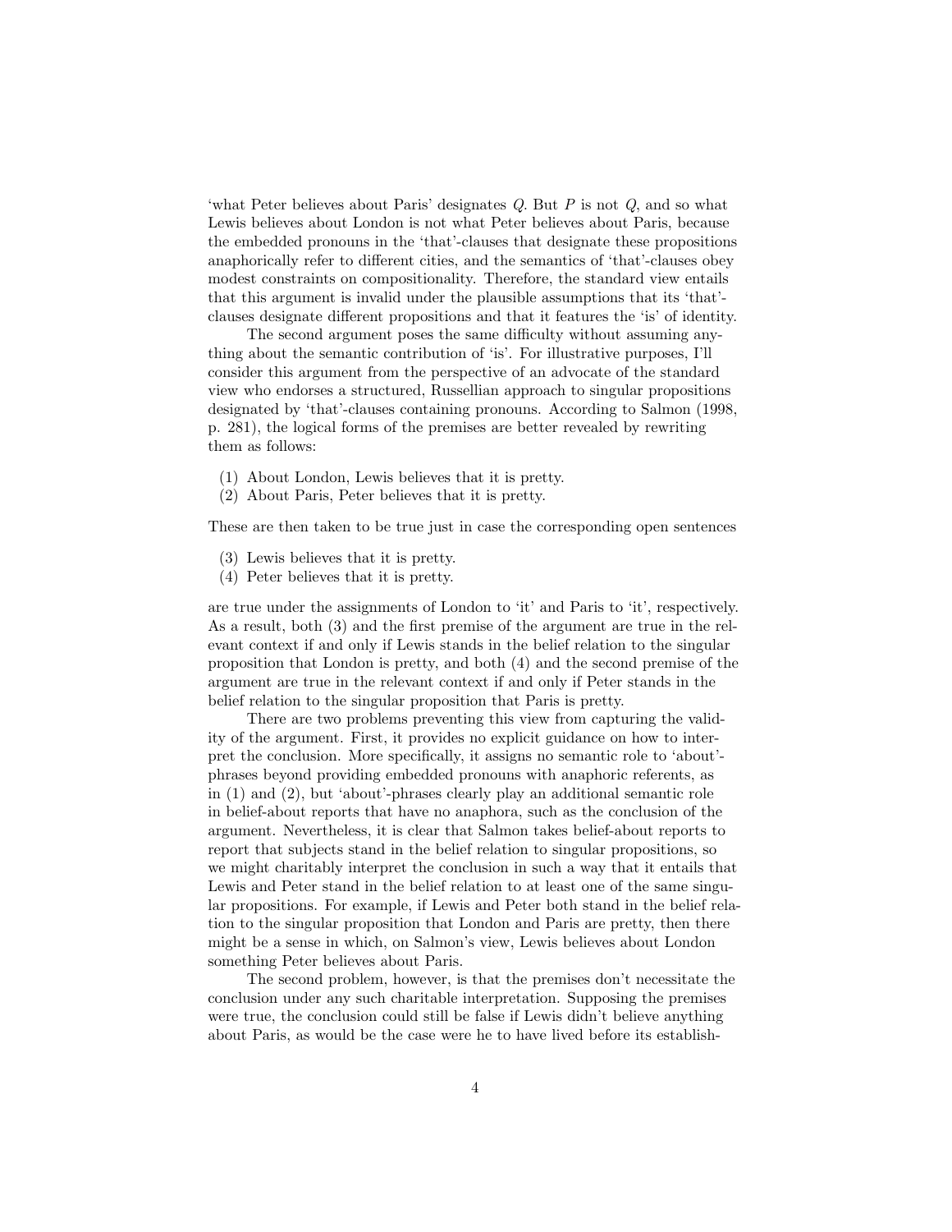'what Peter believes about Paris' designates $Q$. But $P$ is not $Q$, and so what Lewis believes about London is not what Peter believes about Paris, because the embedded pronouns in the 'that'-clauses that designate these propositions anaphorically refer to different cities, and the semantics of 'that'-clauses obey modest constraints on compositionality. Therefore, the standard view entails that this argument is invalid under the plausible assumptions that its 'that'-clauses designate different propositions and that it features the 'is' of identity.

The second argument poses the same difficulty without assuming anything about the semantic contribution of 'is'. For illustrative purposes, I'll consider this argument from the perspective of an advocate of the standard view who endorses a structured, Russellian approach to singular propositions designated by 'that'-clauses containing pronouns. According to Salmon (1998, p. 281), the logical forms of the premises are better revealed by rewriting them as follows:

(1) About London, Lewis believes that it is pretty.
(2) About Paris, Peter believes that it is pretty.

These are then taken to be true just in case the corresponding open sentences

(3) Lewis believes that it is pretty.
(4) Peter believes that it is pretty.

are true under the assignments of London to 'it' and Paris to 'it', respectively. As a result, both (3) and the first premise of the argument are true in the relevant context if and only if Lewis stands in the belief relation to the singular proposition that London is pretty, and both (4) and the second premise of the argument are true in the relevant context if and only if Peter stands in the belief relation to the singular proposition that Paris is pretty.

There are two problems preventing this view from capturing the validity of the argument. First, it provides no explicit guidance on how to interpret the conclusion. More specifically, it assigns no semantic role to 'about'-phrases beyond providing embedded pronouns with anaphoric referents, as in (1) and (2), but 'about'-phrases clearly play an additional semantic role in belief-about reports that have no anaphora, such as the conclusion of the argument. Nevertheless, it is clear that Salmon takes belief-about reports to report that subjects stand in the belief relation to singular propositions, so we might charitably interpret the conclusion in such a way that it entails that Lewis and Peter stand in the belief relation to at least one of the same singular propositions. For example, if Lewis and Peter both stand in the belief relation to the singular proposition that London and Paris are pretty, then there might be a sense in which, on Salmon's view, Lewis believes about London something Peter believes about Paris.

The second problem, however, is that the premises don't necessitate the conclusion under any such charitable interpretation. Supposing the premises were true, the conclusion could still be false if Lewis didn't believe anything about Paris, as would be the case were he to have lived before its establish-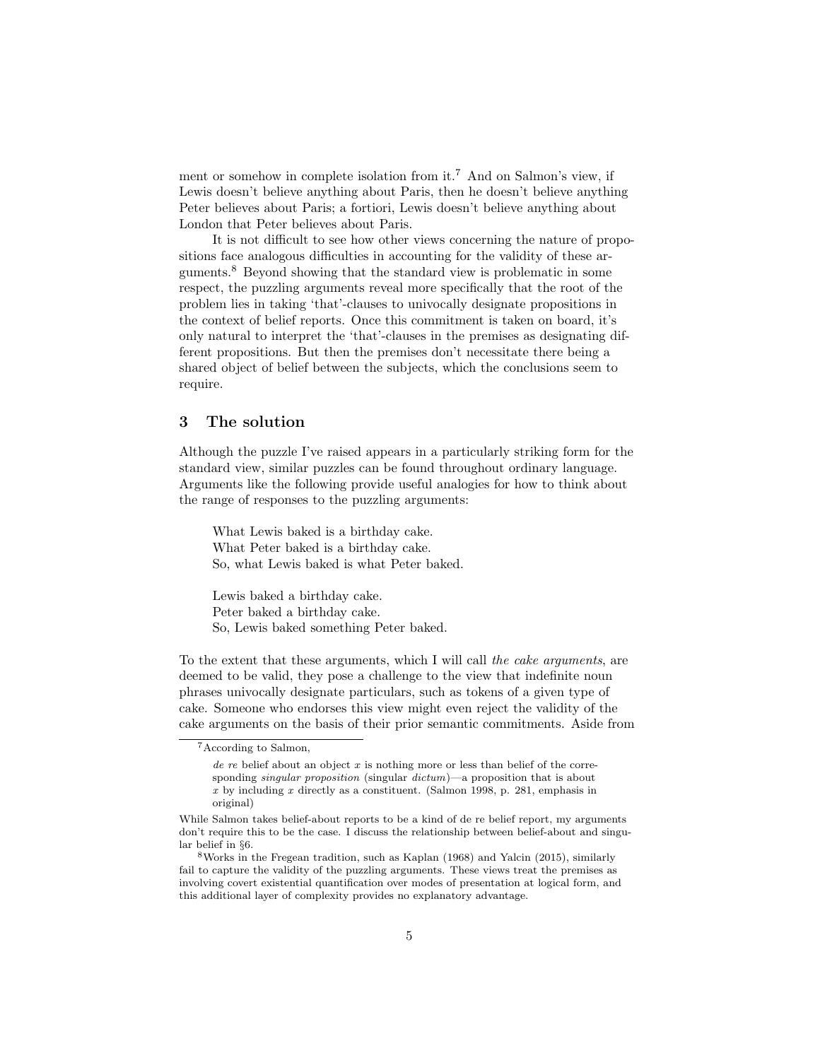ment or somehow in complete isolation from it.[7] And on Salmon's view, if Lewis doesn't believe anything about Paris, then he doesn't believe anything Peter believes about Paris; a fortiori, Lewis doesn't believe anything about London that Peter believes about Paris.

It is not difficult to see how other views concerning the nature of propositions face analogous difficulties in accounting for the validity of these arguments.[8] Beyond showing that the standard view is problematic in some respect, the puzzling arguments reveal more specifically that the root of the problem lies in taking 'that'-clauses to univocally designate propositions in the context of belief reports. Once this commitment is taken on board, it's only natural to interpret the 'that'-clauses in the premises as designating different propositions. But then the premises don't necessitate there being a shared object of belief between the subjects, which the conclusions seem to require.

## 3 The solution

Although the puzzle I've raised appears in a particularly striking form for the standard view, similar puzzles can be found throughout ordinary language. Arguments like the following provide useful analogies for how to think about the range of responses to the puzzling arguments:

> What Lewis baked is a birthday cake.
> What Peter baked is a birthday cake.
> So, what Lewis baked is what Peter baked.

> Lewis baked a birthday cake.
> Peter baked a birthday cake.
> So, Lewis baked something Peter baked.

To the extent that these arguments, which I will call *the cake arguments*, are deemed to be valid, they pose a challenge to the view that indefinite noun phrases univocally designate particulars, such as tokens of a given type of cake. Someone who endorses this view might even reject the validity of the cake arguments on the basis of their prior semantic commitments. Aside from

---

[7] According to Salmon,

> *de re* belief about an object $x$ is nothing more or less than belief of the corresponding *singular proposition* (singular *dictum*)—a proposition that is about $x$ by including $x$ directly as a constituent. (Salmon 1998, p. 281, emphasis in original)

While Salmon takes belief-about reports to be a kind of de re belief report, my arguments don't require this to be the case. I discuss the relationship between belief-about and singular belief in §6.

[8] Works in the Fregean tradition, such as Kaplan (1968) and Yalcin (2015), similarly fail to capture the validity of the puzzling arguments. These views treat the premises as involving covert existential quantification over modes of presentation at logical form, and this additional layer of complexity provides no explanatory advantage.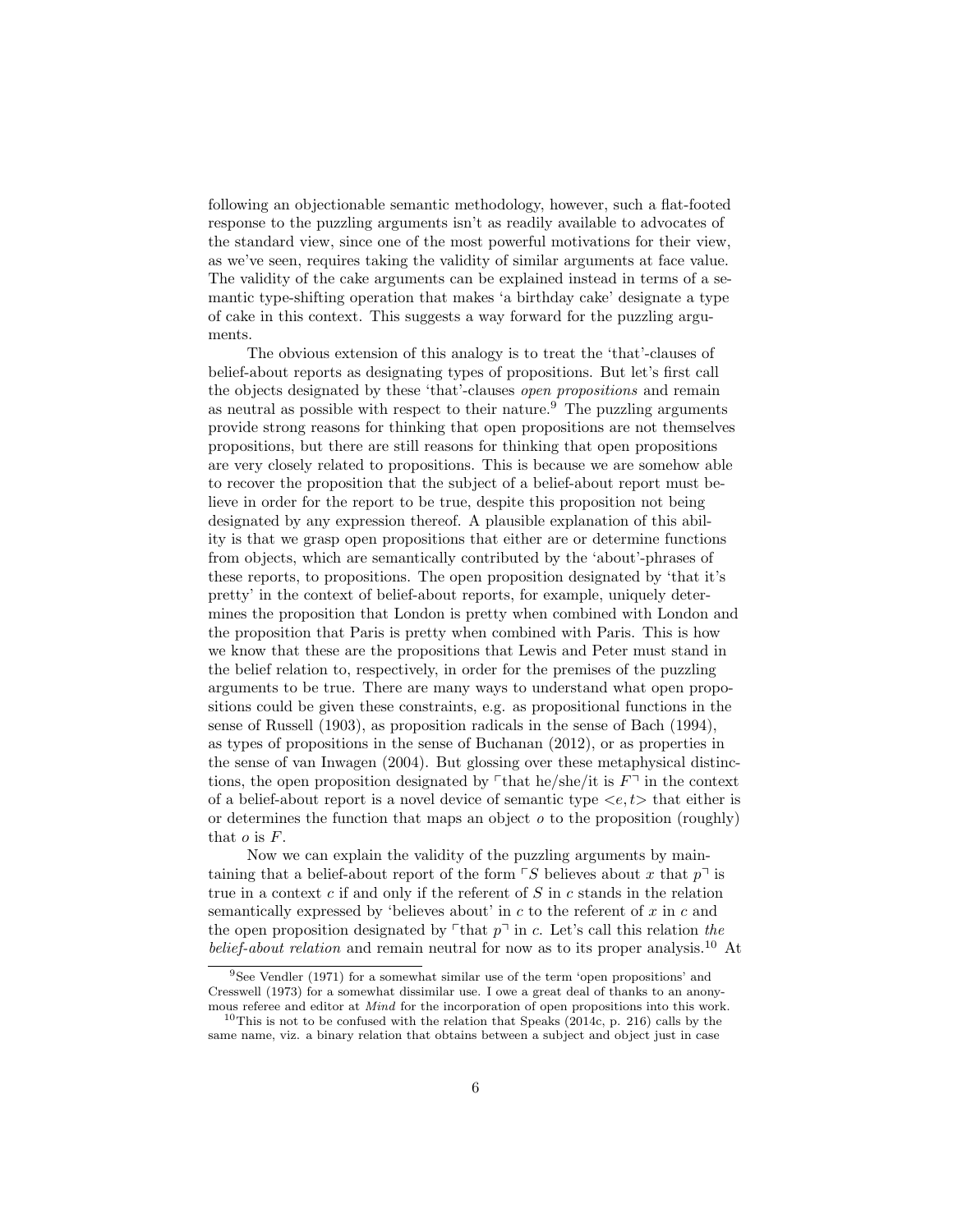following an objectionable semantic methodology, however, such a flat-footed response to the puzzling arguments isn't as readily available to advocates of the standard view, since one of the most powerful motivations for their view, as we've seen, requires taking the validity of similar arguments at face value. The validity of the cake arguments can be explained instead in terms of a semantic type-shifting operation that makes 'a birthday cake' designate a type of cake in this context. This suggests a way forward for the puzzling arguments.

The obvious extension of this analogy is to treat the 'that'-clauses of belief-about reports as designating types of propositions. But let's first call the objects designated by these 'that'-clauses *open propositions* and remain as neutral as possible with respect to their nature.[9] The puzzling arguments provide strong reasons for thinking that open propositions are not themselves propositions, but there are still reasons for thinking that open propositions are very closely related to propositions. This is because we are somehow able to recover the proposition that the subject of a belief-about report must believe in order for the report to be true, despite this proposition not being designated by any expression thereof. A plausible explanation of this ability is that we grasp open propositions that either are or determine functions from objects, which are semantically contributed by the 'about'-phrases of these reports, to propositions. The open proposition designated by 'that it's pretty' in the context of belief-about reports, for example, uniquely determines the proposition that London is pretty when combined with London and the proposition that Paris is pretty when combined with Paris. This is how we know that these are the propositions that Lewis and Peter must stand in the belief relation to, respectively, in order for the premises of the puzzling arguments to be true. There are many ways to understand what open propositions could be given these constraints, e.g. as propositional functions in the sense of Russell (1903), as proposition radicals in the sense of Bach (1994), as types of propositions in the sense of Buchanan (2012), or as properties in the sense of van Inwagen (2004). But glossing over these metaphysical distinctions, the open proposition designated by ⌜that he/she/it is $F$⌝ in the context of a belief-about report is a novel device of semantic type $<e,t>$ that either is or determines the function that maps an object $o$ to the proposition (roughly) that $o$ is $F$.

Now we can explain the validity of the puzzling arguments by maintaining that a belief-about report of the form ⌜$S$ believes about $x$ that $p$⌝ is true in a context $c$ if and only if the referent of $S$ in $c$ stands in the relation semantically expressed by 'believes about' in $c$ to the referent of $x$ in $c$ and the open proposition designated by ⌜that $p$⌝ in $c$. Let's call this relation *the belief-about relation* and remain neutral for now as to its proper analysis.[10] At

[9] See Vendler (1971) for a somewhat similar use of the term 'open propositions' and Cresswell (1973) for a somewhat dissimilar use. I owe a great deal of thanks to an anonymous referee and editor at *Mind* for the incorporation of open propositions into this work.

[10] This is not to be confused with the relation that Speaks (2014c, p. 216) calls by the same name, viz. a binary relation that obtains between a subject and object just in case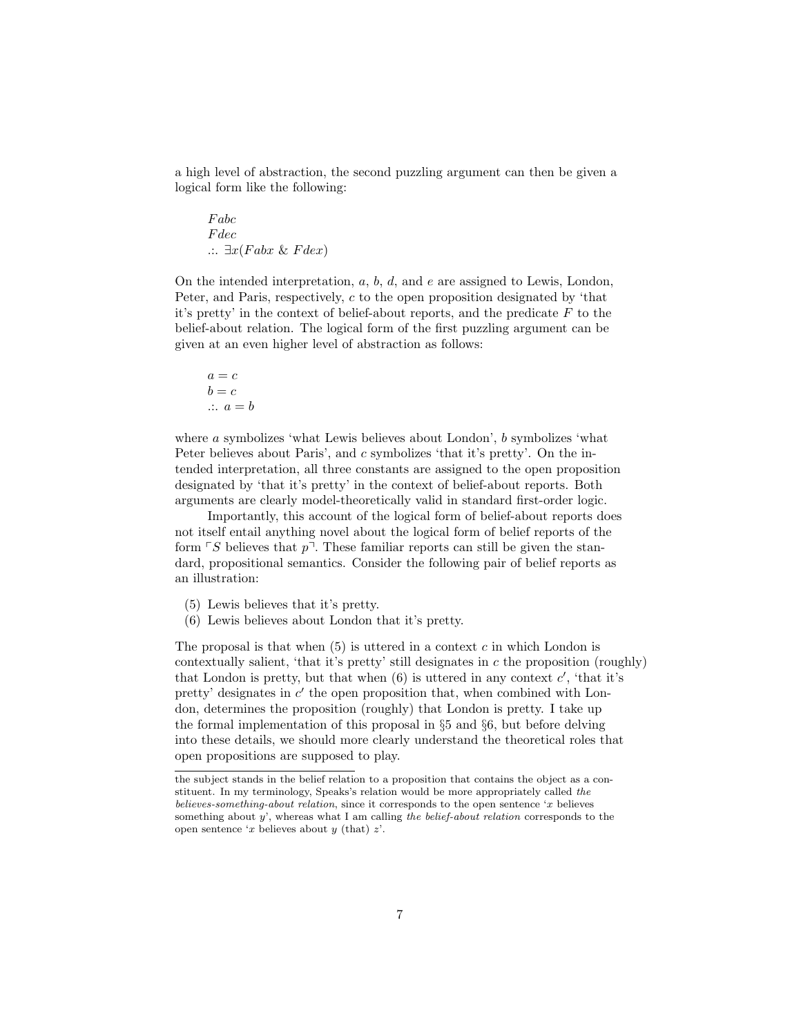a high level of abstraction, the second puzzling argument can then be given a logical form like the following:

$Fabc$
$Fdec$
$\therefore\ \exists x(Fabx \ \&\ Fdex)$

On the intended interpretation, $a$, $b$, $d$, and $e$ are assigned to Lewis, London, Peter, and Paris, respectively, $c$ to the open proposition designated by 'that it's pretty' in the context of belief-about reports, and the predicate $F$ to the belief-about relation. The logical form of the first puzzling argument can be given at an even higher level of abstraction as follows:

$a = c$
$b = c$
$\therefore\ a = b$

where $a$ symbolizes 'what Lewis believes about London', $b$ symbolizes 'what Peter believes about Paris', and $c$ symbolizes 'that it's pretty'. On the intended interpretation, all three constants are assigned to the open proposition designated by 'that it's pretty' in the context of belief-about reports. Both arguments are clearly model-theoretically valid in standard first-order logic.

Importantly, this account of the logical form of belief-about reports does not itself entail anything novel about the logical form of belief reports of the form $\ulcorner S$ believes that $p\urcorner$. These familiar reports can still be given the standard, propositional semantics. Consider the following pair of belief reports as an illustration:

(5) Lewis believes that it's pretty.
(6) Lewis believes about London that it's pretty.

The proposal is that when (5) is uttered in a context $c$ in which London is contextually salient, 'that it's pretty' still designates in $c$ the proposition (roughly) that London is pretty, but that when (6) is uttered in any context $c'$, 'that it's pretty' designates in $c'$ the open proposition that, when combined with London, determines the proposition (roughly) that London is pretty. I take up the formal implementation of this proposal in §5 and §6, but before delving into these details, we should more clearly understand the theoretical roles that open propositions are supposed to play.

---

the subject stands in the belief relation to a proposition that contains the object as a constituent. In my terminology, Speaks's relation would be more appropriately called *the believes-something-about relation*, since it corresponds to the open sentence '$x$ believes something about $y$', whereas what I am calling *the belief-about relation* corresponds to the open sentence '$x$ believes about $y$ (that) $z$'.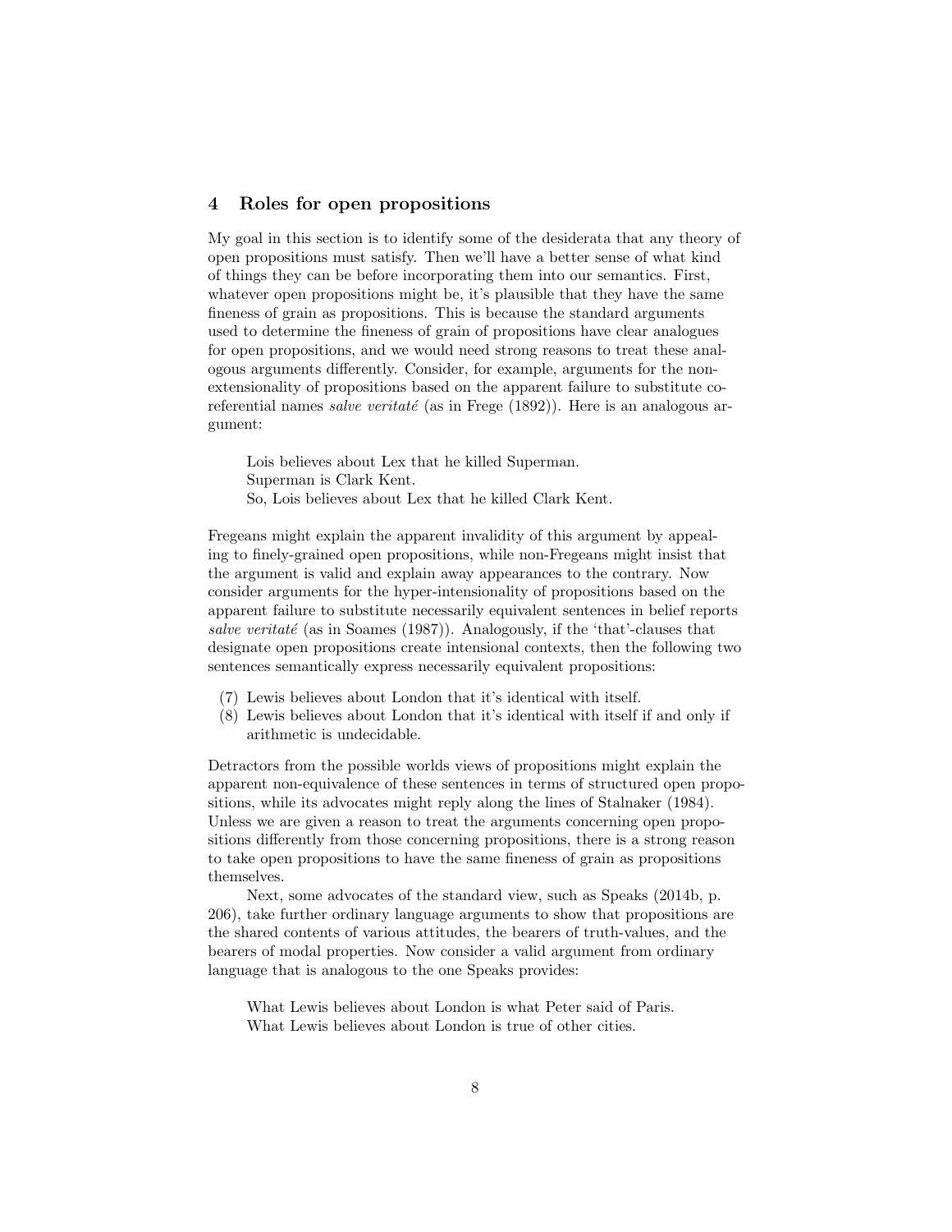## 4 Roles for open propositions

My goal in this section is to identify some of the desiderata that any theory of open propositions must satisfy. Then we'll have a better sense of what kind of things they can be before incorporating them into our semantics. First, whatever open propositions might be, it's plausible that they have the same fineness of grain as propositions. This is because the standard arguments used to determine the fineness of grain of propositions have clear analogues for open propositions, and we would need strong reasons to treat these analogous arguments differently. Consider, for example, arguments for the non-extensionality of propositions based on the apparent failure to substitute co-referential names *salve veritaté* (as in Frege (1892)). Here is an analogous argument:

> Lois believes about Lex that he killed Superman.
> Superman is Clark Kent.
> So, Lois believes about Lex that he killed Clark Kent.

Fregeans might explain the apparent invalidity of this argument by appealing to finely-grained open propositions, while non-Fregeans might insist that the argument is valid and explain away appearances to the contrary. Now consider arguments for the hyper-intensionality of propositions based on the apparent failure to substitute necessarily equivalent sentences in belief reports *salve veritaté* (as in Soames (1987)). Analogously, if the 'that'-clauses that designate open propositions create intensional contexts, then the following two sentences semantically express necessarily equivalent propositions:

(7) Lewis believes about London that it's identical with itself.
(8) Lewis believes about London that it's identical with itself if and only if arithmetic is undecidable.

Detractors from the possible worlds views of propositions might explain the apparent non-equivalence of these sentences in terms of structured open propositions, while its advocates might reply along the lines of Stalnaker (1984). Unless we are given a reason to treat the arguments concerning open propositions differently from those concerning propositions, there is a strong reason to take open propositions to have the same fineness of grain as propositions themselves.

Next, some advocates of the standard view, such as Speaks (2014b, p. 206), take further ordinary language arguments to show that propositions are the shared contents of various attitudes, the bearers of truth-values, and the bearers of modal properties. Now consider a valid argument from ordinary language that is analogous to the one Speaks provides:

> What Lewis believes about London is what Peter said of Paris.
> What Lewis believes about London is true of other cities.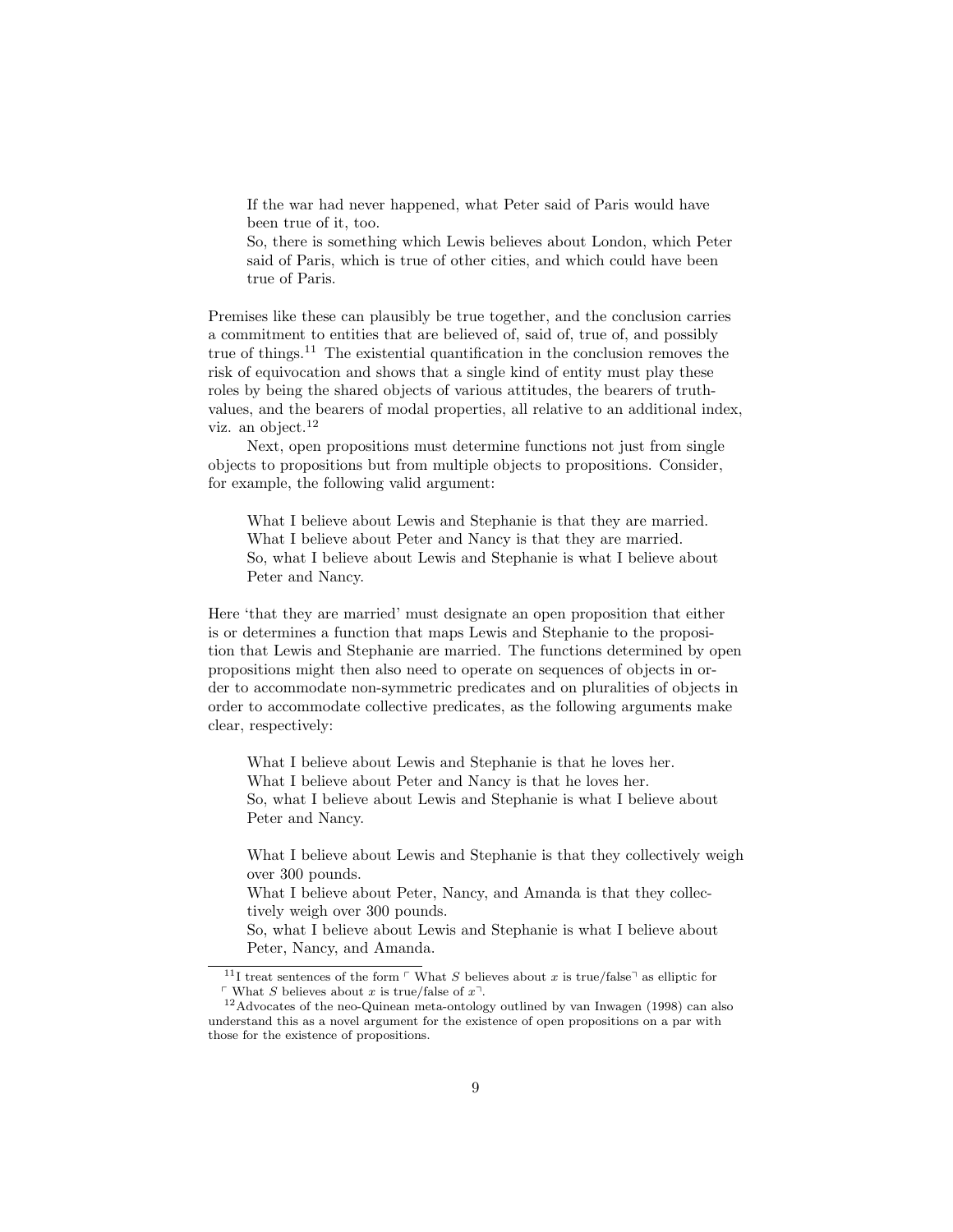> If the war had never happened, what Peter said of Paris would have been true of it, too.
> So, there is something which Lewis believes about London, which Peter said of Paris, which is true of other cities, and which could have been true of Paris.

Premises like these can plausibly be true together, and the conclusion carries a commitment to entities that are believed of, said of, true of, and possibly true of things.[11] The existential quantification in the conclusion removes the risk of equivocation and shows that a single kind of entity must play these roles by being the shared objects of various attitudes, the bearers of truth-values, and the bearers of modal properties, all relative to an additional index, viz. an object.[12]

Next, open propositions must determine functions not just from single objects to propositions but from multiple objects to propositions. Consider, for example, the following valid argument:

> What I believe about Lewis and Stephanie is that they are married.
> What I believe about Peter and Nancy is that they are married.
> So, what I believe about Lewis and Stephanie is what I believe about Peter and Nancy.

Here 'that they are married' must designate an open proposition that either is or determines a function that maps Lewis and Stephanie to the proposition that Lewis and Stephanie are married. The functions determined by open propositions might then also need to operate on sequences of objects in order to accommodate non-symmetric predicates and on pluralities of objects in order to accommodate collective predicates, as the following arguments make clear, respectively:

> What I believe about Lewis and Stephanie is that he loves her.
> What I believe about Peter and Nancy is that he loves her.
> So, what I believe about Lewis and Stephanie is what I believe about Peter and Nancy.

> What I believe about Lewis and Stephanie is that they collectively weigh over 300 pounds.
> What I believe about Peter, Nancy, and Amanda is that they collectively weigh over 300 pounds.
> So, what I believe about Lewis and Stephanie is what I believe about Peter, Nancy, and Amanda.

---

[11] I treat sentences of the form ⌜What $S$ believes about $x$ is true/false⌝ as elliptic for ⌜What $S$ believes about $x$ is true/false of $x$⌝.

[12] Advocates of the neo-Quinean meta-ontology outlined by van Inwagen (1998) can also understand this as a novel argument for the existence of open propositions on a par with those for the existence of propositions.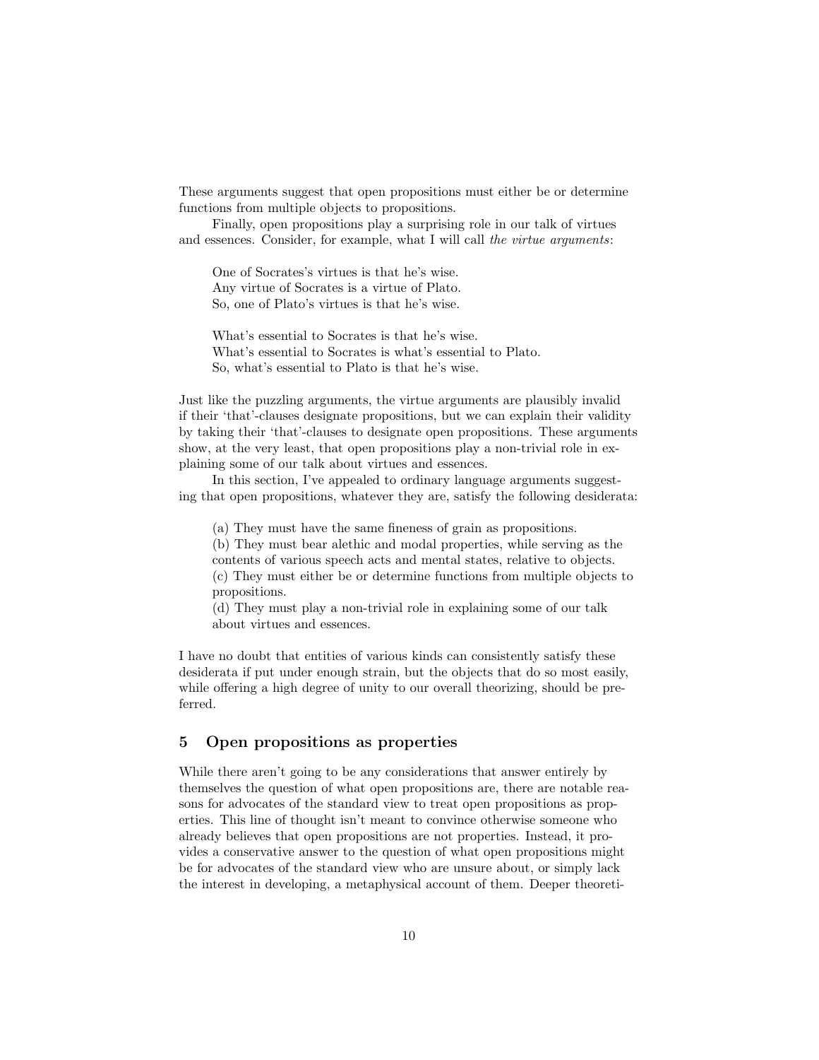These arguments suggest that open propositions must either be or determine functions from multiple objects to propositions.

Finally, open propositions play a surprising role in our talk of virtues and essences. Consider, for example, what I will call *the virtue arguments*:

> One of Socrates's virtues is that he's wise.
> Any virtue of Socrates is a virtue of Plato.
> So, one of Plato's virtues is that he's wise.
>
> What's essential to Socrates is that he's wise.
> What's essential to Socrates is what's essential to Plato.
> So, what's essential to Plato is that he's wise.

Just like the puzzling arguments, the virtue arguments are plausibly invalid if their 'that'-clauses designate propositions, but we can explain their validity by taking their 'that'-clauses to designate open propositions. These arguments show, at the very least, that open propositions play a non-trivial role in explaining some of our talk about virtues and essences.

In this section, I've appealed to ordinary language arguments suggesting that open propositions, whatever they are, satisfy the following desiderata:

> (a) They must have the same fineness of grain as propositions.
> (b) They must bear alethic and modal properties, while serving as the contents of various speech acts and mental states, relative to objects.
> (c) They must either be or determine functions from multiple objects to propositions.
> (d) They must play a non-trivial role in explaining some of our talk about virtues and essences.

I have no doubt that entities of various kinds can consistently satisfy these desiderata if put under enough strain, but the objects that do so most easily, while offering a high degree of unity to our overall theorizing, should be preferred.

## 5 Open propositions as properties

While there aren't going to be any considerations that answer entirely by themselves the question of what open propositions are, there are notable reasons for advocates of the standard view to treat open propositions as properties. This line of thought isn't meant to convince otherwise someone who already believes that open propositions are not properties. Instead, it provides a conservative answer to the question of what open propositions might be for advocates of the standard view who are unsure about, or simply lack the interest in developing, a metaphysical account of them. Deeper theoreti-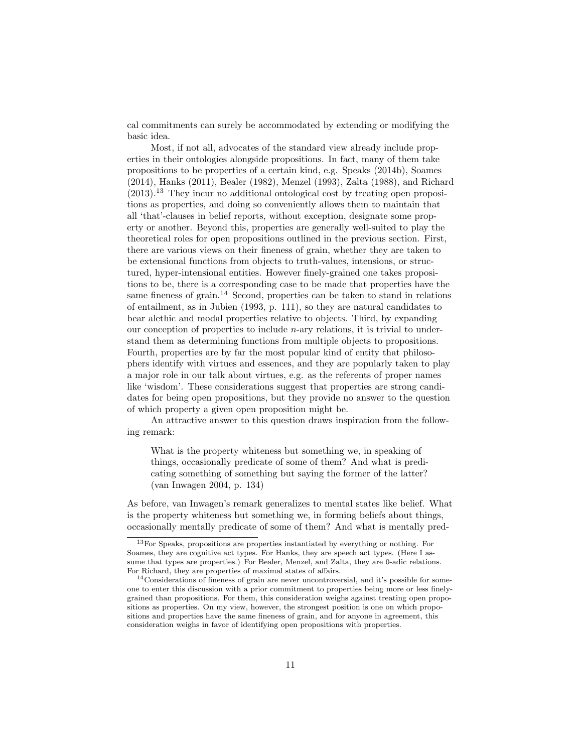cal commitments can surely be accommodated by extending or modifying the basic idea.

Most, if not all, advocates of the standard view already include properties in their ontologies alongside propositions. In fact, many of them take propositions to be properties of a certain kind, e.g. Speaks (2014b), Soames (2014), Hanks (2011), Bealer (1982), Menzel (1993), Zalta (1988), and Richard (2013).[13] They incur no additional ontological cost by treating open propositions as properties, and doing so conveniently allows them to maintain that all 'that'-clauses in belief reports, without exception, designate some property or another. Beyond this, properties are generally well-suited to play the theoretical roles for open propositions outlined in the previous section. First, there are various views on their fineness of grain, whether they are taken to be extensional functions from objects to truth-values, intensions, or structured, hyper-intensional entities. However finely-grained one takes propositions to be, there is a corresponding case to be made that properties have the same fineness of grain.[14] Second, properties can be taken to stand in relations of entailment, as in Jubien (1993, p. 111), so they are natural candidates to bear alethic and modal properties relative to objects. Third, by expanding our conception of properties to include $n$-ary relations, it is trivial to understand them as determining functions from multiple objects to propositions. Fourth, properties are by far the most popular kind of entity that philosophers identify with virtues and essences, and they are popularly taken to play a major role in our talk about virtues, e.g. as the referents of proper names like 'wisdom'. These considerations suggest that properties are strong candidates for being open propositions, but they provide no answer to the question of which property a given open proposition might be.

An attractive answer to this question draws inspiration from the following remark:

> What is the property whiteness but something we, in speaking of things, occasionally predicate of some of them? And what is predicating something of something but saying the former of the latter? (van Inwagen 2004, p. 134)

As before, van Inwagen's remark generalizes to mental states like belief. What is the property whiteness but something we, in forming beliefs about things, occasionally mentally predicate of some of them? And what is mentally pred-

---

[13] For Speaks, propositions are properties instantiated by everything or nothing. For Soames, they are cognitive act types. For Hanks, they are speech act types. (Here I assume that types are properties.) For Bealer, Menzel, and Zalta, they are 0-adic relations. For Richard, they are properties of maximal states of affairs.

[14] Considerations of fineness of grain are never uncontroversial, and it's possible for someone to enter this discussion with a prior commitment to properties being more or less finely-grained than propositions. For them, this consideration weighs against treating open propositions as properties. On my view, however, the strongest position is one on which propositions and properties have the same fineness of grain, and for anyone in agreement, this consideration weighs in favor of identifying open propositions with properties.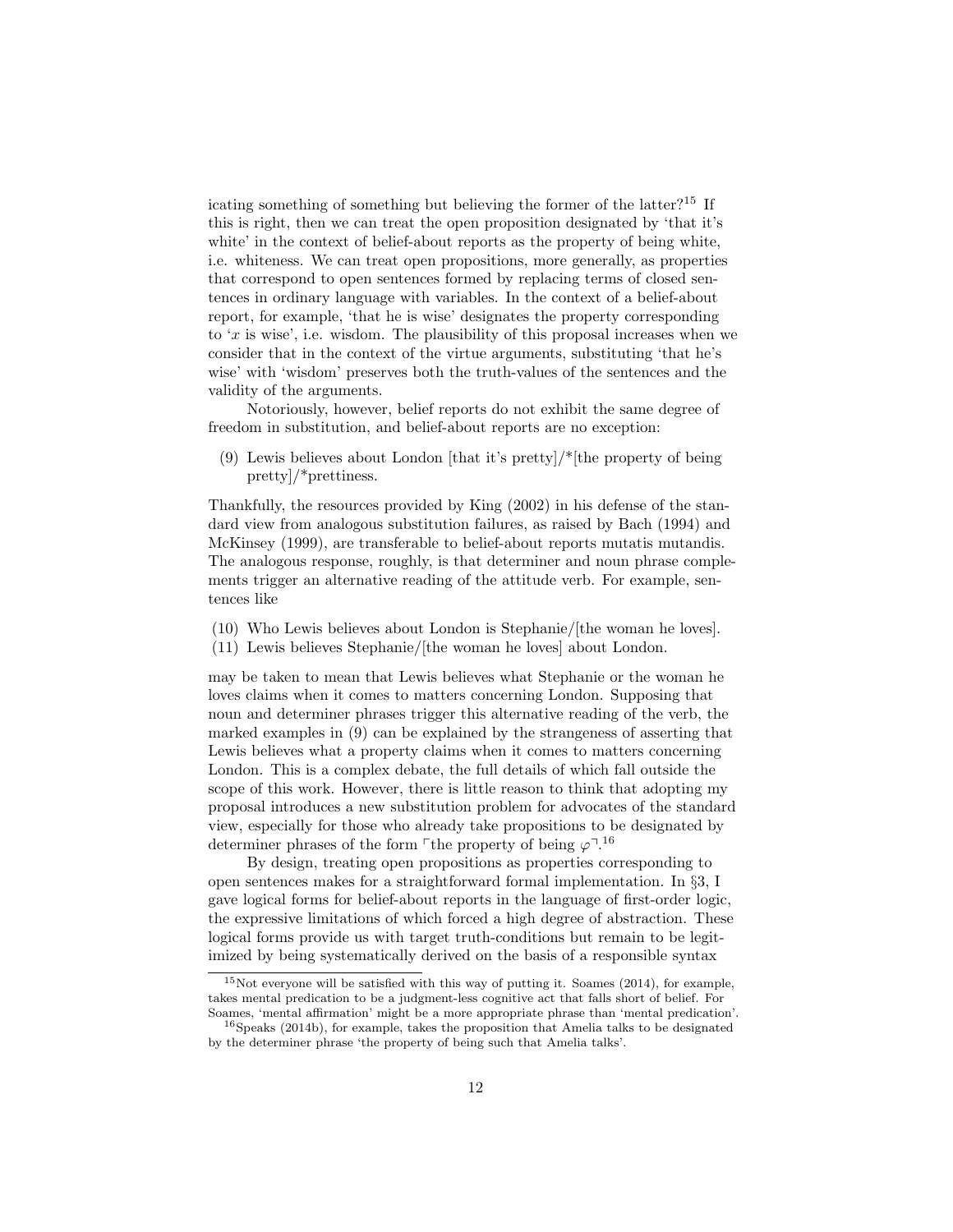icating something of something but believing the former of the latter?[15] If this is right, then we can treat the open proposition designated by 'that it's white' in the context of belief-about reports as the property of being white, i.e. whiteness. We can treat open propositions, more generally, as properties that correspond to open sentences formed by replacing terms of closed sentences in ordinary language with variables. In the context of a belief-about report, for example, 'that he is wise' designates the property corresponding to '$x$ is wise', i.e. wisdom. The plausibility of this proposal increases when we consider that in the context of the virtue arguments, substituting 'that he's wise' with 'wisdom' preserves both the truth-values of the sentences and the validity of the arguments.

Notoriously, however, belief reports do not exhibit the same degree of freedom in substitution, and belief-about reports are no exception:

(9) Lewis believes about London [that it's pretty]/*[the property of being pretty]/*prettiness.

Thankfully, the resources provided by King (2002) in his defense of the standard view from analogous substitution failures, as raised by Bach (1994) and McKinsey (1999), are transferable to belief-about reports mutatis mutandis. The analogous response, roughly, is that determiner and noun phrase complements trigger an alternative reading of the attitude verb. For example, sentences like

(10) Who Lewis believes about London is Stephanie/[the woman he loves].
(11) Lewis believes Stephanie/[the woman he loves] about London.

may be taken to mean that Lewis believes what Stephanie or the woman he loves claims when it comes to matters concerning London. Supposing that noun and determiner phrases trigger this alternative reading of the verb, the marked examples in (9) can be explained by the strangeness of asserting that Lewis believes what a property claims when it comes to matters concerning London. This is a complex debate, the full details of which fall outside the scope of this work. However, there is little reason to think that adopting my proposal introduces a new substitution problem for advocates of the standard view, especially for those who already take propositions to be designated by determiner phrases of the form $\ulcorner$the property of being $\varphi\urcorner$.[16]

By design, treating open propositions as properties corresponding to open sentences makes for a straightforward formal implementation. In §3, I gave logical forms for belief-about reports in the language of first-order logic, the expressive limitations of which forced a high degree of abstraction. These logical forms provide us with target truth-conditions but remain to be legitimized by being systematically derived on the basis of a responsible syntax

[15] Not everyone will be satisfied with this way of putting it. Soames (2014), for example, takes mental predication to be a judgment-less cognitive act that falls short of belief. For Soames, 'mental affirmation' might be a more appropriate phrase than 'mental predication'.

[16] Speaks (2014b), for example, takes the proposition that Amelia talks to be designated by the determiner phrase 'the property of being such that Amelia talks'.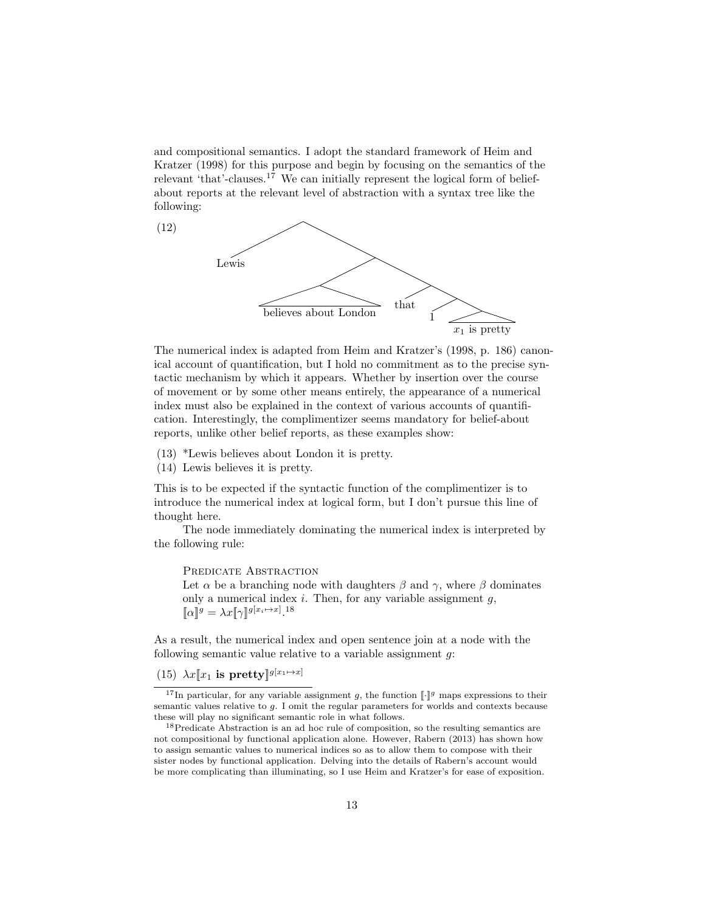and compositional semantics. I adopt the standard framework of Heim and Kratzer (1998) for this purpose and begin by focusing on the semantics of the relevant 'that'-clauses.[17] We can initially represent the logical form of belief-about reports at the relevant level of abstraction with a syntax tree like the following:

(12)

```
        .
       / \
  Lewis   .
         / \
        .   .
       / \  / \
believes about London  that  .
                            / \
                           1   x1 is pretty
```

The numerical index is adapted from Heim and Kratzer's (1998, p. 186) canonical account of quantification, but I hold no commitment as to the precise syntactic mechanism by which it appears. Whether by insertion over the course of movement or by some other means entirely, the appearance of a numerical index must also be explained in the context of various accounts of quantification. Interestingly, the complimentizer seems mandatory for belief-about reports, unlike other belief reports, as these examples show:

(13) *Lewis believes about London it is pretty.

(14) Lewis believes it is pretty.

This is to be expected if the syntactic function of the complimentizer is to introduce the numerical index at logical form, but I don't pursue this line of thought here.

The node immediately dominating the numerical index is interpreted by the following rule:

> Predicate Abstraction
> Let $\alpha$ be a branching node with daughters $\beta$ and $\gamma$, where $\beta$ dominates only a numerical index $i$. Then, for any variable assignment $g$, $[\![\alpha]\!]^g = \lambda x [\![\gamma]\!]^{g[x_i \mapsto x]}$.[18]

As a result, the numerical index and open sentence join at a node with the following semantic value relative to a variable assignment $g$:

(15) $\lambda x [\![x_1 \textbf{ is pretty}]\!]^{g[x_1 \mapsto x]}$

---

[17] In particular, for any variable assignment $g$, the function $[\![\cdot]\!]^g$ maps expressions to their semantic values relative to $g$. I omit the regular parameters for worlds and contexts because these will play no significant semantic role in what follows.

[18] Predicate Abstraction is an ad hoc rule of composition, so the resulting semantics are not compositional by functional application alone. However, Rabern (2013) has shown how to assign semantic values to numerical indices so as to allow them to compose with their sister nodes by functional application. Delving into the details of Rabern's account would be more complicating than illuminating, so I use Heim and Kratzer's for ease of exposition.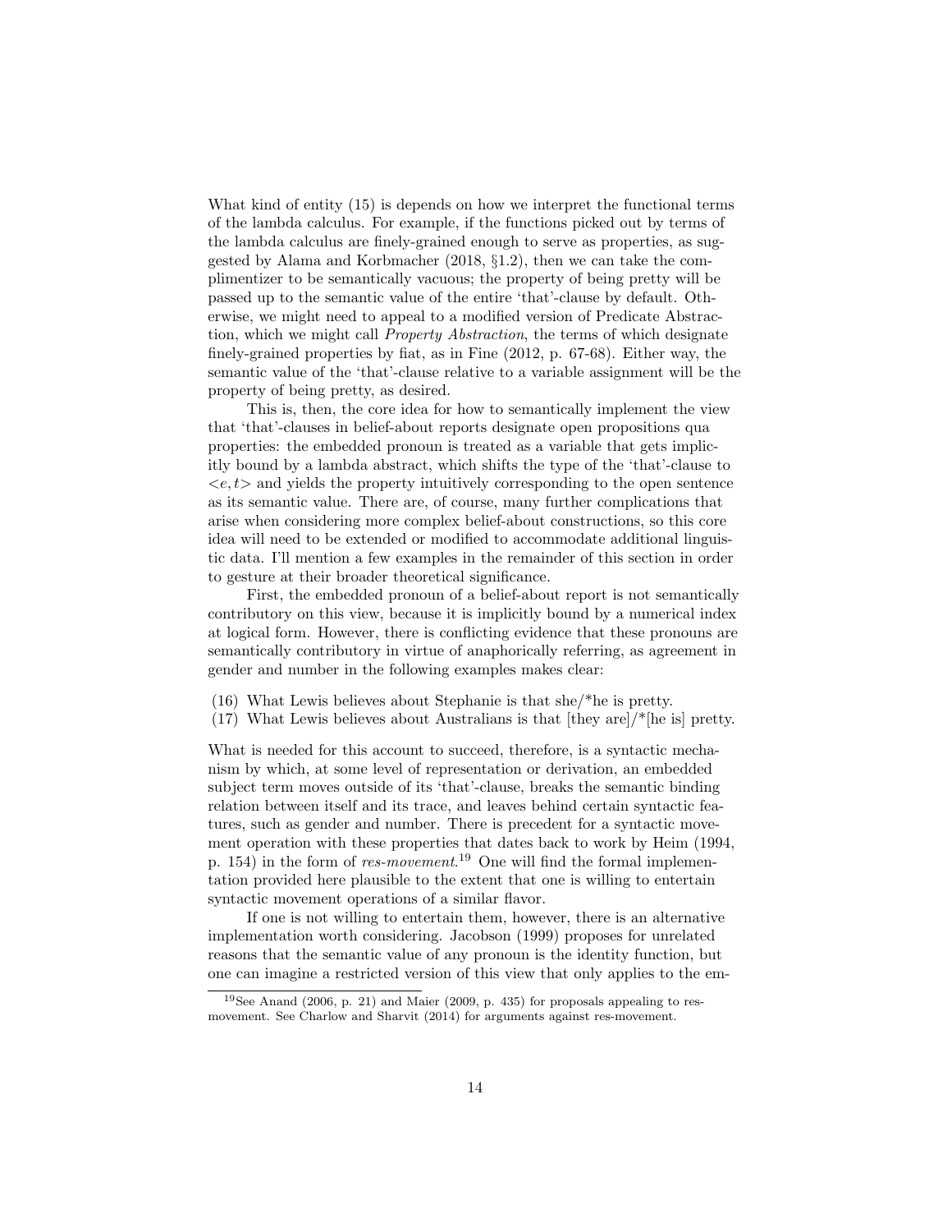What kind of entity (15) is depends on how we interpret the functional terms of the lambda calculus. For example, if the functions picked out by terms of the lambda calculus are finely-grained enough to serve as properties, as suggested by Alama and Korbmacher (2018, §1.2), then we can take the complimentizer to be semantically vacuous; the property of being pretty will be passed up to the semantic value of the entire 'that'-clause by default. Otherwise, we might need to appeal to a modified version of Predicate Abstraction, which we might call *Property Abstraction*, the terms of which designate finely-grained properties by fiat, as in Fine (2012, p. 67-68). Either way, the semantic value of the 'that'-clause relative to a variable assignment will be the property of being pretty, as desired.

This is, then, the core idea for how to semantically implement the view that 'that'-clauses in belief-about reports designate open propositions qua properties: the embedded pronoun is treated as a variable that gets implicitly bound by a lambda abstract, which shifts the type of the 'that'-clause to $<e, t>$ and yields the property intuitively corresponding to the open sentence as its semantic value. There are, of course, many further complications that arise when considering more complex belief-about constructions, so this core idea will need to be extended or modified to accommodate additional linguistic data. I'll mention a few examples in the remainder of this section in order to gesture at their broader theoretical significance.

First, the embedded pronoun of a belief-about report is not semantically contributory on this view, because it is implicitly bound by a numerical index at logical form. However, there is conflicting evidence that these pronouns are semantically contributory in virtue of anaphorically referring, as agreement in gender and number in the following examples makes clear:

(16) What Lewis believes about Stephanie is that she/*he is pretty.
(17) What Lewis believes about Australians is that [they are]/*[he is] pretty.

What is needed for this account to succeed, therefore, is a syntactic mechanism by which, at some level of representation or derivation, an embedded subject term moves outside of its 'that'-clause, breaks the semantic binding relation between itself and its trace, and leaves behind certain syntactic features, such as gender and number. There is precedent for a syntactic movement operation with these properties that dates back to work by Heim (1994, p. 154) in the form of *res-movement*.[19] One will find the formal implementation provided here plausible to the extent that one is willing to entertain syntactic movement operations of a similar flavor.

If one is not willing to entertain them, however, there is an alternative implementation worth considering. Jacobson (1999) proposes for unrelated reasons that the semantic value of any pronoun is the identity function, but one can imagine a restricted version of this view that only applies to the em-

[19] See Anand (2006, p. 21) and Maier (2009, p. 435) for proposals appealing to res-movement. See Charlow and Sharvit (2014) for arguments against res-movement.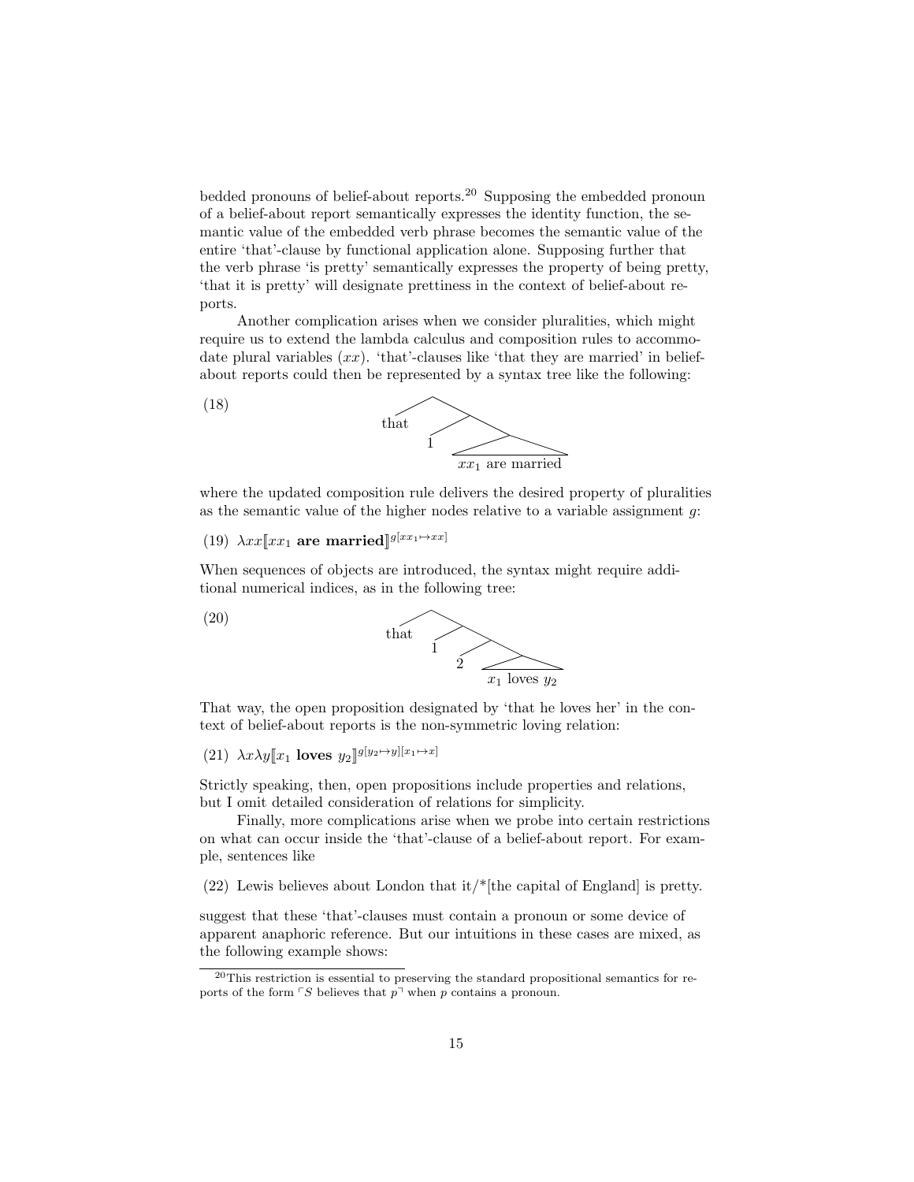bedded pronouns of belief-about reports.[20] Supposing the embedded pronoun of a belief-about report semantically expresses the identity function, the semantic value of the embedded verb phrase becomes the semantic value of the entire 'that'-clause by functional application alone. Supposing further that the verb phrase 'is pretty' semantically expresses the property of being pretty, 'that it is pretty' will designate prettiness in the context of belief-about reports.

Another complication arises when we consider pluralities, which might require us to extend the lambda calculus and composition rules to accommodate plural variables ($xx$). 'that'-clauses like 'that they are married' in belief-about reports could then be represented by a syntax tree like the following:

(18) [that [1 [$xx_1$ are married]]]

where the updated composition rule delivers the desired property of pluralities as the semantic value of the higher nodes relative to a variable assignment $g$:

(19) $\lambda xx [\![ xx_1 \textbf{ are married} ]\!]^{g[xx_1 \mapsto xx]}$

When sequences of objects are introduced, the syntax might require additional numerical indices, as in the following tree:

(20) [that [1 [2 [$x_1$ loves $y_2$]]]]

That way, the open proposition designated by 'that he loves her' in the context of belief-about reports is the non-symmetric loving relation:

(21) $\lambda x \lambda y [\![ x_1 \textbf{ loves } y_2 ]\!]^{g[y_2 \mapsto y][x_1 \mapsto x]}$

Strictly speaking, then, open propositions include properties and relations, but I omit detailed consideration of relations for simplicity.

Finally, more complications arise when we probe into certain restrictions on what can occur inside the 'that'-clause of a belief-about report. For example, sentences like

(22) Lewis believes about London that it/*[the capital of England] is pretty.

suggest that these 'that'-clauses must contain a pronoun or some device of apparent anaphoric reference. But our intuitions in these cases are mixed, as the following example shows:

[20] This restriction is essential to preserving the standard propositional semantics for reports of the form ⌜$S$ believes that $p$⌝ when $p$ contains a pronoun.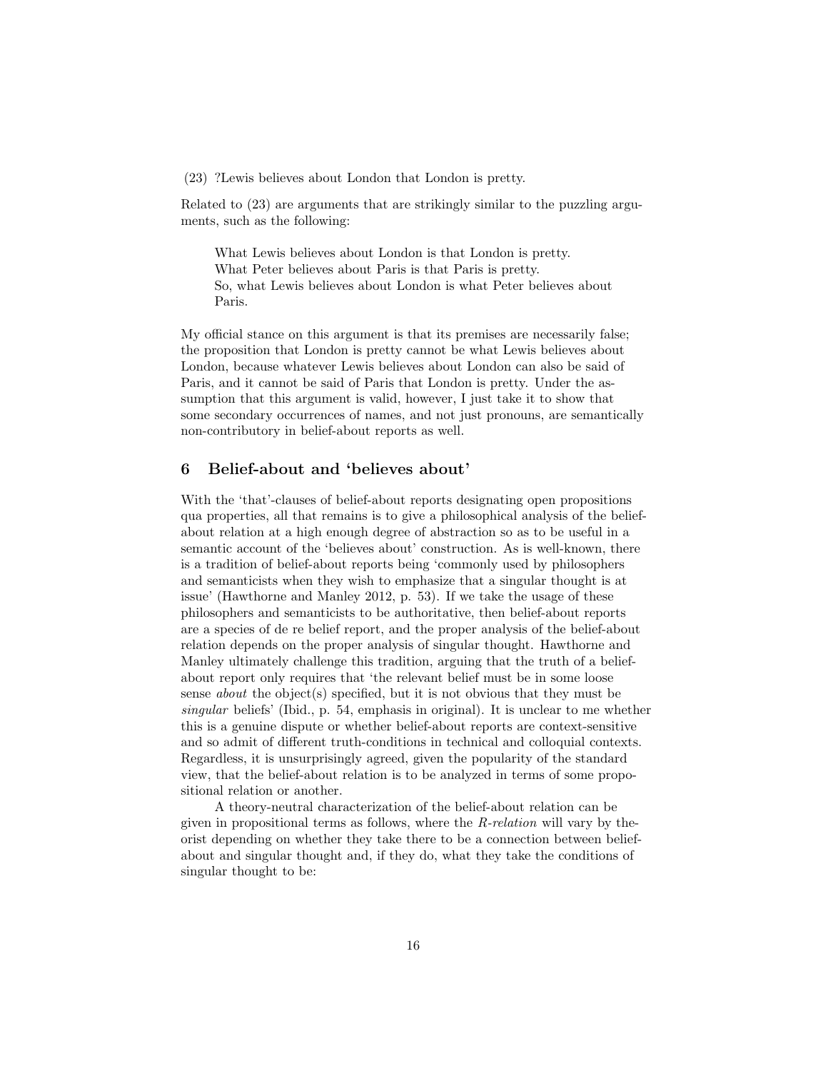(23) ?Lewis believes about London that London is pretty.

Related to (23) are arguments that are strikingly similar to the puzzling arguments, such as the following:

> What Lewis believes about London is that London is pretty.
> What Peter believes about Paris is that Paris is pretty.
> So, what Lewis believes about London is what Peter believes about Paris.

My official stance on this argument is that its premises are necessarily false; the proposition that London is pretty cannot be what Lewis believes about London, because whatever Lewis believes about London can also be said of Paris, and it cannot be said of Paris that London is pretty. Under the assumption that this argument is valid, however, I just take it to show that some secondary occurrences of names, and not just pronouns, are semantically non-contributory in belief-about reports as well.

## 6 Belief-about and 'believes about'

With the 'that'-clauses of belief-about reports designating open propositions qua properties, all that remains is to give a philosophical analysis of the belief-about relation at a high enough degree of abstraction so as to be useful in a semantic account of the 'believes about' construction. As is well-known, there is a tradition of belief-about reports being 'commonly used by philosophers and semanticists when they wish to emphasize that a singular thought is at issue' (Hawthorne and Manley 2012, p. 53). If we take the usage of these philosophers and semanticists to be authoritative, then belief-about reports are a species of de re belief report, and the proper analysis of the belief-about relation depends on the proper analysis of singular thought. Hawthorne and Manley ultimately challenge this tradition, arguing that the truth of a belief-about report only requires that 'the relevant belief must be in some loose sense *about* the object(s) specified, but it is not obvious that they must be *singular* beliefs' (Ibid., p. 54, emphasis in original). It is unclear to me whether this is a genuine dispute or whether belief-about reports are context-sensitive and so admit of different truth-conditions in technical and colloquial contexts. Regardless, it is unsurprisingly agreed, given the popularity of the standard view, that the belief-about relation is to be analyzed in terms of some propositional relation or another.

A theory-neutral characterization of the belief-about relation can be given in propositional terms as follows, where the *R-relation* will vary by theorist depending on whether they take there to be a connection between belief-about and singular thought and, if they do, what they take the conditions of singular thought to be: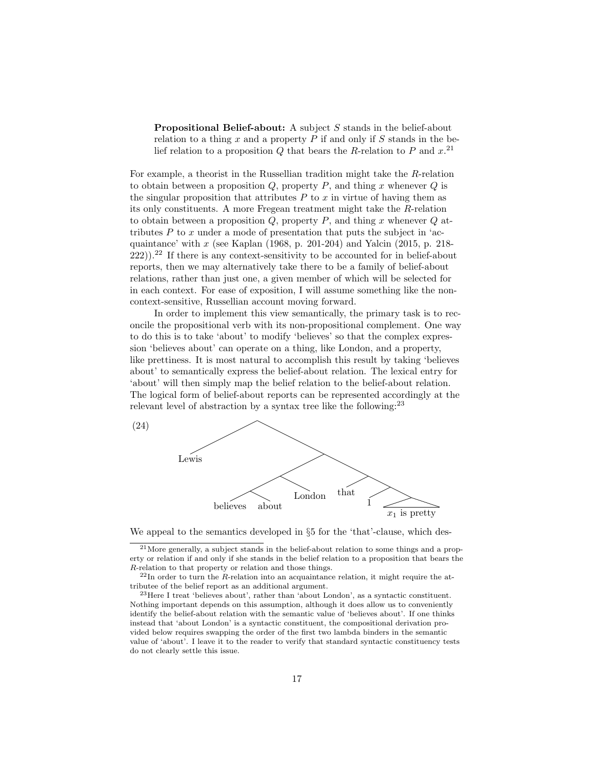**Propositional Belief-about:** A subject $S$ stands in the belief-about relation to a thing $x$ and a property $P$ if and only if $S$ stands in the belief relation to a proposition $Q$ that bears the $R$-relation to $P$ and $x$.[21]

For example, a theorist in the Russellian tradition might take the $R$-relation to obtain between a proposition $Q$, property $P$, and thing $x$ whenever $Q$ is the singular proposition that attributes $P$ to $x$ in virtue of having them as its only constituents. A more Fregean treatment might take the $R$-relation to obtain between a proposition $Q$, property $P$, and thing $x$ whenever $Q$ attributes $P$ to $x$ under a mode of presentation that puts the subject in 'acquaintance' with $x$ (see Kaplan (1968, p. 201-204) and Yalcin (2015, p. 218-222)).[22] If there is any context-sensitivity to be accounted for in belief-about reports, then we may alternatively take there to be a family of belief-about relations, rather than just one, a given member of which will be selected for in each context. For ease of exposition, I will assume something like the non-context-sensitive, Russellian account moving forward.

In order to implement this view semantically, the primary task is to reconcile the propositional verb with its non-propositional complement. One way to do this is to take 'about' to modify 'believes' so that the complex expression 'believes about' can operate on a thing, like London, and a property, like prettiness. It is most natural to accomplish this result by taking 'believes about' to semantically express the belief-about relation. The lexical entry for 'about' will then simply map the belief relation to the belief-about relation. The logical form of belief-about reports can be represented accordingly at the relevant level of abstraction by a syntax tree like the following:[23]

(24) [Lewis [[[believes about] London] [that [1 [$x_1$ is pretty]]]]]

We appeal to the semantics developed in §5 for the 'that'-clause, which des-

---

[21] More generally, a subject stands in the belief-about relation to some things and a property or relation if and only if she stands in the belief relation to a proposition that bears the $R$-relation to that property or relation and those things.

[22] In order to turn the $R$-relation into an acquaintance relation, it might require the attributee of the belief report as an additional argument.

[23] Here I treat 'believes about', rather than 'about London', as a syntactic constituent. Nothing important depends on this assumption, although it does allow us to conveniently identify the belief-about relation with the semantic value of 'believes about'. If one thinks instead that 'about London' is a syntactic constituent, the compositional derivation provided below requires swapping the order of the first two lambda binders in the semantic value of 'about'. I leave it to the reader to verify that standard syntactic constituency tests do not clearly settle this issue.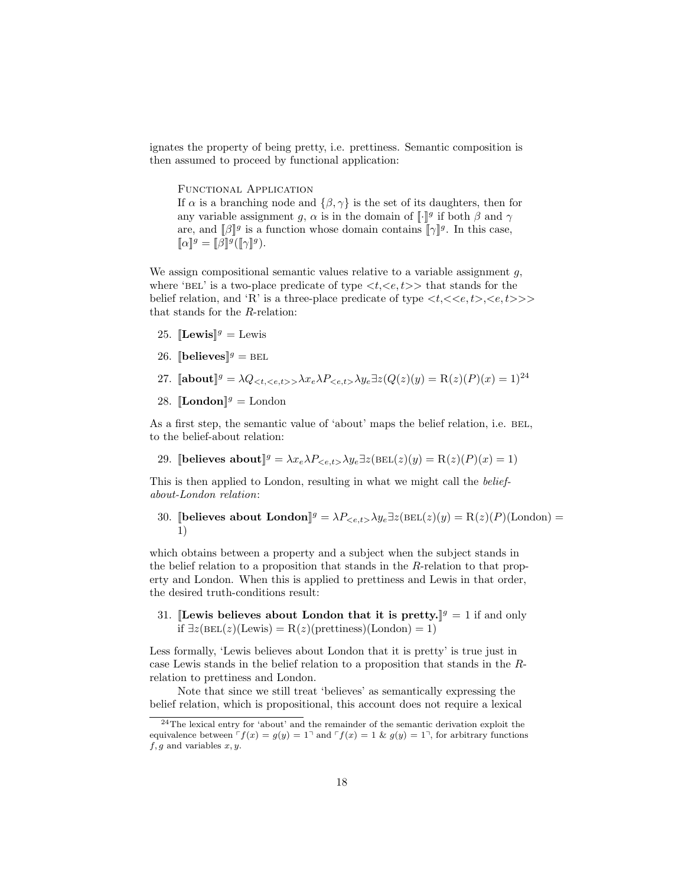ignates the property of being pretty, i.e. prettiness. Semantic composition is then assumed to proceed by functional application:

> Functional Application
> If $\alpha$ is a branching node and $\{\beta, \gamma\}$ is the set of its daughters, then for any variable assignment $g$, $\alpha$ is in the domain of $[\![\cdot]\!]^g$ if both $\beta$ and $\gamma$ are, and $[\![\beta]\!]^g$ is a function whose domain contains $[\![\gamma]\!]^g$. In this case, $[\![\alpha]\!]^g = [\![\beta]\!]^g([\![\gamma]\!]^g)$.

We assign compositional semantic values relative to a variable assignment $g$, where 'BEL' is a two-place predicate of type $<t,<e,t>>$ that stands for the belief relation, and 'R' is a three-place predicate of type $<t,<<e,t>,<e,t>>>$ that stands for the $R$-relation:

25. $[\![\textbf{Lewis}]\!]^g = \text{Lewis}$
26. $[\![\textbf{believes}]\!]^g = \text{BEL}$
27. $[\![\textbf{about}]\!]^g = \lambda Q_{<t,<e,t>>}\lambda x_e \lambda P_{<e,t>}\lambda y_e \exists z(Q(z)(y) = \text{R}(z)(P)(x) = 1)$[24]
28. $[\![\textbf{London}]\!]^g = \text{London}$

As a first step, the semantic value of 'about' maps the belief relation, i.e. BEL, to the belief-about relation:

29. $[\![\textbf{believes about}]\!]^g = \lambda x_e \lambda P_{<e,t>}\lambda y_e \exists z(\text{BEL}(z)(y) = \text{R}(z)(P)(x) = 1)$

This is then applied to London, resulting in what we might call the *belief-about-London relation*:

30. $[\![\textbf{believes about London}]\!]^g = \lambda P_{<e,t>}\lambda y_e \exists z(\text{BEL}(z)(y) = \text{R}(z)(P)(\text{London}) = 1)$

which obtains between a property and a subject when the subject stands in the belief relation to a proposition that stands in the $R$-relation to that property and London. When this is applied to prettiness and Lewis in that order, the desired truth-conditions result:

31. $[\![\textbf{Lewis believes about London that it is pretty.}]\!]^g = 1$ if and only if $\exists z(\text{BEL}(z)(\text{Lewis}) = \text{R}(z)(\text{prettiness})(\text{London}) = 1)$

Less formally, 'Lewis believes about London that it is pretty' is true just in case Lewis stands in the belief relation to a proposition that stands in the $R$-relation to prettiness and London.

Note that since we still treat 'believes' as semantically expressing the belief relation, which is propositional, this account does not require a lexical

---

[24] The lexical entry for 'about' and the remainder of the semantic derivation exploit the equivalence between $\ulcorner f(x) = g(y) = 1\urcorner$ and $\ulcorner f(x) = 1\ \&\ g(y) = 1\urcorner$, for arbitrary functions $f, g$ and variables $x, y$.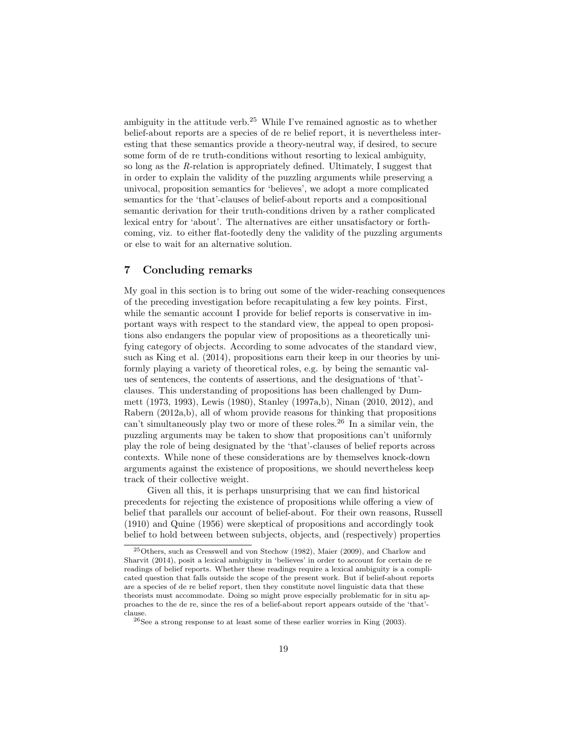ambiguity in the attitude verb.[25] While I've remained agnostic as to whether belief-about reports are a species of de re belief report, it is nevertheless interesting that these semantics provide a theory-neutral way, if desired, to secure some form of de re truth-conditions without resorting to lexical ambiguity, so long as the *R*-relation is appropriately defined. Ultimately, I suggest that in order to explain the validity of the puzzling arguments while preserving a univocal, proposition semantics for 'believes', we adopt a more complicated semantics for the 'that'-clauses of belief-about reports and a compositional semantic derivation for their truth-conditions driven by a rather complicated lexical entry for 'about'. The alternatives are either unsatisfactory or forthcoming, viz. to either flat-footedly deny the validity of the puzzling arguments or else to wait for an alternative solution.

## 7 Concluding remarks

My goal in this section is to bring out some of the wider-reaching consequences of the preceding investigation before recapitulating a few key points. First, while the semantic account I provide for belief reports is conservative in important ways with respect to the standard view, the appeal to open propositions also endangers the popular view of propositions as a theoretically unifying category of objects. According to some advocates of the standard view, such as King et al. (2014), propositions earn their keep in our theories by uniformly playing a variety of theoretical roles, e.g. by being the semantic values of sentences, the contents of assertions, and the designations of 'that'-clauses. This understanding of propositions has been challenged by Dummett (1973, 1993), Lewis (1980), Stanley (1997a,b), Ninan (2010, 2012), and Rabern (2012a,b), all of whom provide reasons for thinking that propositions can't simultaneously play two or more of these roles.[26] In a similar vein, the puzzling arguments may be taken to show that propositions can't uniformly play the role of being designated by the 'that'-clauses of belief reports across contexts. While none of these considerations are by themselves knock-down arguments against the existence of propositions, we should nevertheless keep track of their collective weight.

Given all this, it is perhaps unsurprising that we can find historical precedents for rejecting the existence of propositions while offering a view of belief that parallels our account of belief-about. For their own reasons, Russell (1910) and Quine (1956) were skeptical of propositions and accordingly took belief to hold between between subjects, objects, and (respectively) properties

[25] Others, such as Cresswell and von Stechow (1982), Maier (2009), and Charlow and Sharvit (2014), posit a lexical ambiguity in 'believes' in order to account for certain de re readings of belief reports. Whether these readings require a lexical ambiguity is a complicated question that falls outside the scope of the present work. But if belief-about reports are a species of de re belief report, then they constitute novel linguistic data that these theorists must accommodate. Doing so might prove especially problematic for in situ approaches to the de re, since the res of a belief-about report appears outside of the 'that'-clause.

[26] See a strong response to at least some of these earlier worries in King (2003).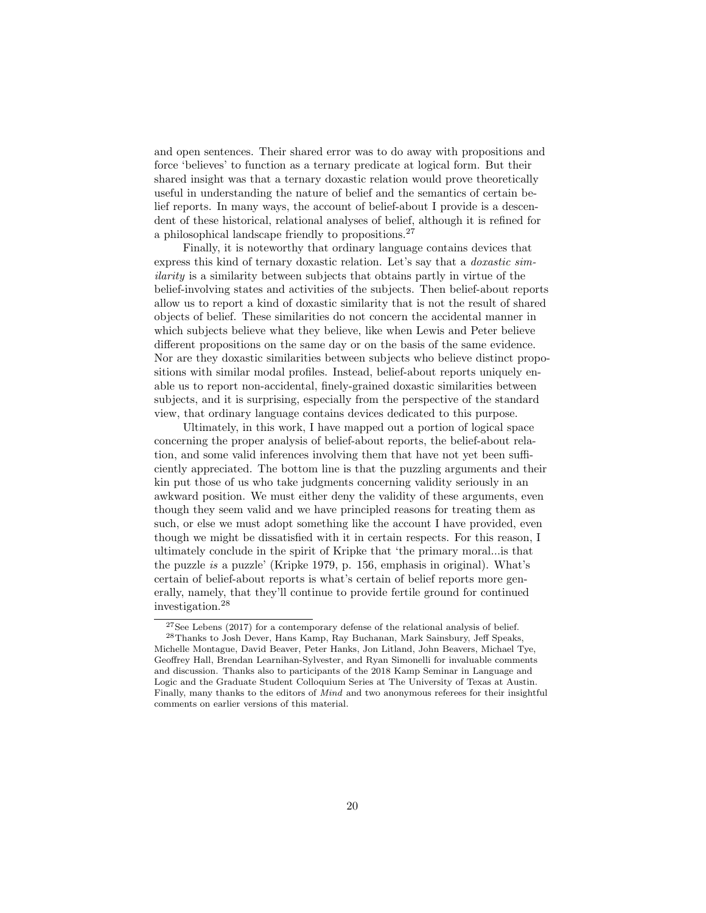and open sentences. Their shared error was to do away with propositions and force 'believes' to function as a ternary predicate at logical form. But their shared insight was that a ternary doxastic relation would prove theoretically useful in understanding the nature of belief and the semantics of certain belief reports. In many ways, the account of belief-about I provide is a descendent of these historical, relational analyses of belief, although it is refined for a philosophical landscape friendly to propositions.[27]

Finally, it is noteworthy that ordinary language contains devices that express this kind of ternary doxastic relation. Let's say that a *doxastic similarity* is a similarity between subjects that obtains partly in virtue of the belief-involving states and activities of the subjects. Then belief-about reports allow us to report a kind of doxastic similarity that is not the result of shared objects of belief. These similarities do not concern the accidental manner in which subjects believe what they believe, like when Lewis and Peter believe different propositions on the same day or on the basis of the same evidence. Nor are they doxastic similarities between subjects who believe distinct propositions with similar modal profiles. Instead, belief-about reports uniquely enable us to report non-accidental, finely-grained doxastic similarities between subjects, and it is surprising, especially from the perspective of the standard view, that ordinary language contains devices dedicated to this purpose.

Ultimately, in this work, I have mapped out a portion of logical space concerning the proper analysis of belief-about reports, the belief-about relation, and some valid inferences involving them that have not yet been sufficiently appreciated. The bottom line is that the puzzling arguments and their kin put those of us who take judgments concerning validity seriously in an awkward position. We must either deny the validity of these arguments, even though they seem valid and we have principled reasons for treating them as such, or else we must adopt something like the account I have provided, even though we might be dissatisfied with it in certain respects. For this reason, I ultimately conclude in the spirit of Kripke that 'the primary moral...is that the puzzle *is* a puzzle' (Kripke 1979, p. 156, emphasis in original). What's certain of belief-about reports is what's certain of belief reports more generally, namely, that they'll continue to provide fertile ground for continued investigation.[28]

[27] See Lebens (2017) for a contemporary defense of the relational analysis of belief.

[28] Thanks to Josh Dever, Hans Kamp, Ray Buchanan, Mark Sainsbury, Jeff Speaks, Michelle Montague, David Beaver, Peter Hanks, Jon Litland, John Beavers, Michael Tye, Geoffrey Hall, Brendan Learnihan-Sylvester, and Ryan Simonelli for invaluable comments and discussion. Thanks also to participants of the 2018 Kamp Seminar in Language and Logic and the Graduate Student Colloquium Series at The University of Texas at Austin. Finally, many thanks to the editors of *Mind* and two anonymous referees for their insightful comments on earlier versions of this material.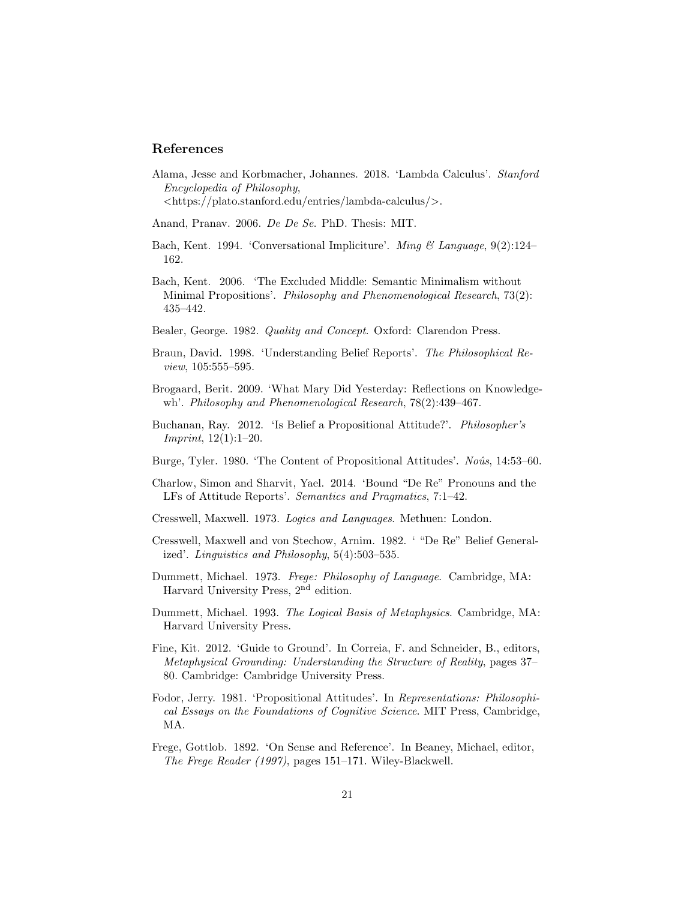## References

Alama, Jesse and Korbmacher, Johannes. 2018. 'Lambda Calculus'. *Stanford Encyclopedia of Philosophy*, <https://plato.stanford.edu/entries/lambda-calculus/>.

Anand, Pranav. 2006. *De De Se*. PhD. Thesis: MIT.

Bach, Kent. 1994. 'Conversational Impliciture'. *Ming & Language*, 9(2):124–162.

Bach, Kent. 2006. 'The Excluded Middle: Semantic Minimalism without Minimal Propositions'. *Philosophy and Phenomenological Research*, 73(2): 435–442.

Bealer, George. 1982. *Quality and Concept*. Oxford: Clarendon Press.

Braun, David. 1998. 'Understanding Belief Reports'. *The Philosophical Review*, 105:555–595.

Brogaard, Berit. 2009. 'What Mary Did Yesterday: Reflections on Knowledge-wh'. *Philosophy and Phenomenological Research*, 78(2):439–467.

Buchanan, Ray. 2012. 'Is Belief a Propositional Attitude?'. *Philosopher's Imprint*, 12(1):1–20.

Burge, Tyler. 1980. 'The Content of Propositional Attitudes'. *Noûs*, 14:53–60.

Charlow, Simon and Sharvit, Yael. 2014. 'Bound "De Re" Pronouns and the LFs of Attitude Reports'. *Semantics and Pragmatics*, 7:1–42.

Cresswell, Maxwell. 1973. *Logics and Languages*. Methuen: London.

Cresswell, Maxwell and von Stechow, Arnim. 1982. ' "De Re" Belief Generalized'. *Linguistics and Philosophy*, 5(4):503–535.

Dummett, Michael. 1973. *Frege: Philosophy of Language*. Cambridge, MA: Harvard University Press, 2nd edition.

Dummett, Michael. 1993. *The Logical Basis of Metaphysics*. Cambridge, MA: Harvard University Press.

Fine, Kit. 2012. 'Guide to Ground'. In Correia, F. and Schneider, B., editors, *Metaphysical Grounding: Understanding the Structure of Reality*, pages 37–80. Cambridge: Cambridge University Press.

Fodor, Jerry. 1981. 'Propositional Attitudes'. In *Representations: Philosophical Essays on the Foundations of Cognitive Science*. MIT Press, Cambridge, MA.

Frege, Gottlob. 1892. 'On Sense and Reference'. In Beaney, Michael, editor, *The Frege Reader (1997)*, pages 151–171. Wiley-Blackwell.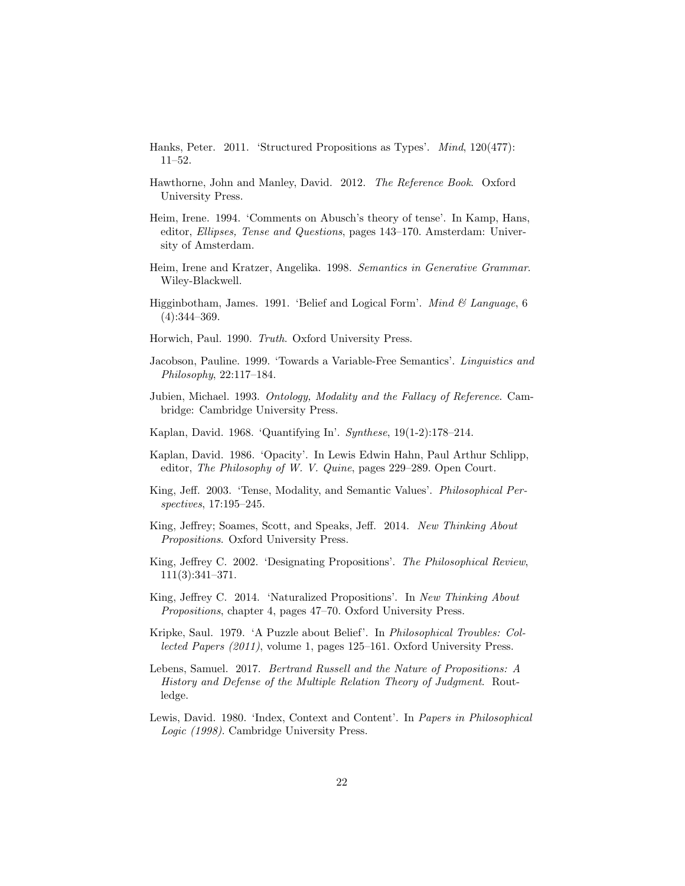Hanks, Peter. 2011. 'Structured Propositions as Types'. *Mind*, 120(477): 11–52.

Hawthorne, John and Manley, David. 2012. *The Reference Book*. Oxford University Press.

Heim, Irene. 1994. 'Comments on Abusch's theory of tense'. In Kamp, Hans, editor, *Ellipses, Tense and Questions*, pages 143–170. Amsterdam: University of Amsterdam.

Heim, Irene and Kratzer, Angelika. 1998. *Semantics in Generative Grammar*. Wiley-Blackwell.

Higginbotham, James. 1991. 'Belief and Logical Form'. *Mind & Language*, 6 (4):344–369.

Horwich, Paul. 1990. *Truth*. Oxford University Press.

Jacobson, Pauline. 1999. 'Towards a Variable-Free Semantics'. *Linguistics and Philosophy*, 22:117–184.

Jubien, Michael. 1993. *Ontology, Modality and the Fallacy of Reference*. Cambridge: Cambridge University Press.

Kaplan, David. 1968. 'Quantifying In'. *Synthese*, 19(1-2):178–214.

Kaplan, David. 1986. 'Opacity'. In Lewis Edwin Hahn, Paul Arthur Schlipp, editor, *The Philosophy of W. V. Quine*, pages 229–289. Open Court.

King, Jeff. 2003. 'Tense, Modality, and Semantic Values'. *Philosophical Perspectives*, 17:195–245.

King, Jeffrey; Soames, Scott, and Speaks, Jeff. 2014. *New Thinking About Propositions*. Oxford University Press.

King, Jeffrey C. 2002. 'Designating Propositions'. *The Philosophical Review*, 111(3):341–371.

King, Jeffrey C. 2014. 'Naturalized Propositions'. In *New Thinking About Propositions*, chapter 4, pages 47–70. Oxford University Press.

Kripke, Saul. 1979. 'A Puzzle about Belief'. In *Philosophical Troubles: Collected Papers (2011)*, volume 1, pages 125–161. Oxford University Press.

Lebens, Samuel. 2017. *Bertrand Russell and the Nature of Propositions: A History and Defense of the Multiple Relation Theory of Judgment*. Routledge.

Lewis, David. 1980. 'Index, Context and Content'. In *Papers in Philosophical Logic (1998)*. Cambridge University Press.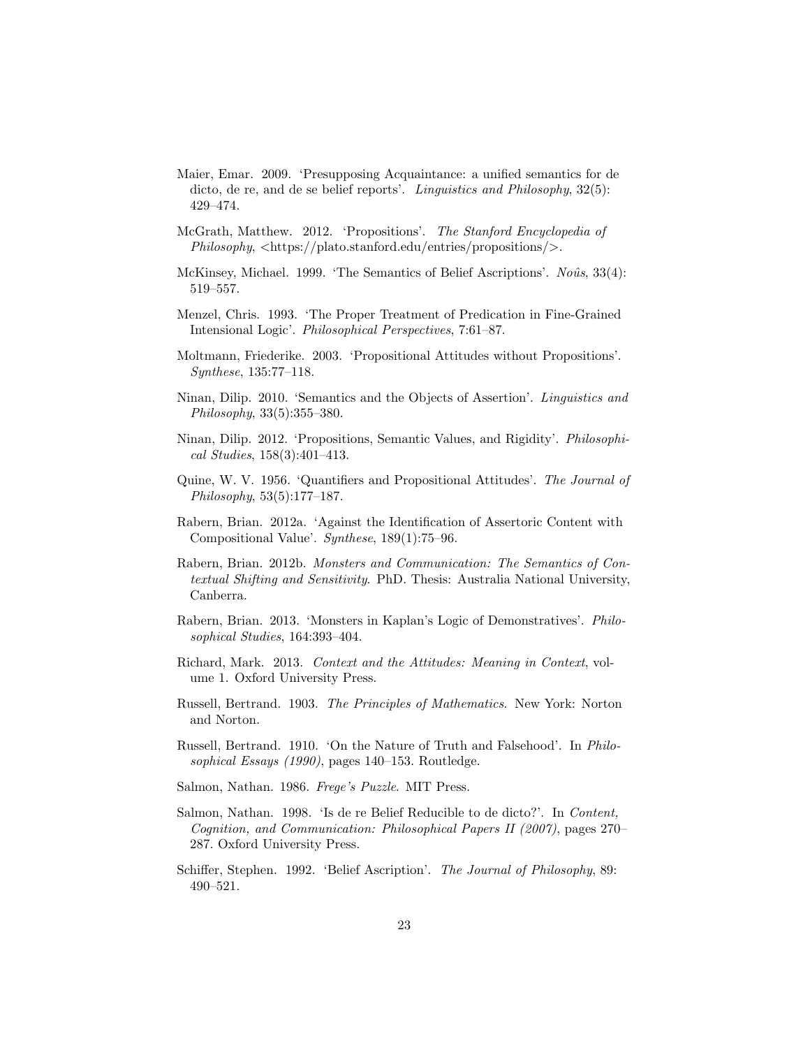Maier, Emar. 2009. 'Presupposing Acquaintance: a unified semantics for de dicto, de re, and de se belief reports'. *Linguistics and Philosophy*, 32(5): 429–474.

McGrath, Matthew. 2012. 'Propositions'. *The Stanford Encyclopedia of Philosophy*, <https://plato.stanford.edu/entries/propositions/>.

McKinsey, Michael. 1999. 'The Semantics of Belief Ascriptions'. *Noûs*, 33(4): 519–557.

Menzel, Chris. 1993. 'The Proper Treatment of Predication in Fine-Grained Intensional Logic'. *Philosophical Perspectives*, 7:61–87.

Moltmann, Friederike. 2003. 'Propositional Attitudes without Propositions'. *Synthese*, 135:77–118.

Ninan, Dilip. 2010. 'Semantics and the Objects of Assertion'. *Linguistics and Philosophy*, 33(5):355–380.

Ninan, Dilip. 2012. 'Propositions, Semantic Values, and Rigidity'. *Philosophical Studies*, 158(3):401–413.

Quine, W. V. 1956. 'Quantifiers and Propositional Attitudes'. *The Journal of Philosophy*, 53(5):177–187.

Rabern, Brian. 2012a. 'Against the Identification of Assertoric Content with Compositional Value'. *Synthese*, 189(1):75–96.

Rabern, Brian. 2012b. *Monsters and Communication: The Semantics of Contextual Shifting and Sensitivity*. PhD. Thesis: Australia National University, Canberra.

Rabern, Brian. 2013. 'Monsters in Kaplan's Logic of Demonstratives'. *Philosophical Studies*, 164:393–404.

Richard, Mark. 2013. *Context and the Attitudes: Meaning in Context*, volume 1. Oxford University Press.

Russell, Bertrand. 1903. *The Principles of Mathematics*. New York: Norton and Norton.

Russell, Bertrand. 1910. 'On the Nature of Truth and Falsehood'. In *Philosophical Essays (1990)*, pages 140–153. Routledge.

Salmon, Nathan. 1986. *Frege's Puzzle*. MIT Press.

Salmon, Nathan. 1998. 'Is de re Belief Reducible to de dicto?'. In *Content, Cognition, and Communication: Philosophical Papers II (2007)*, pages 270–287. Oxford University Press.

Schiffer, Stephen. 1992. 'Belief Ascription'. *The Journal of Philosophy*, 89: 490–521.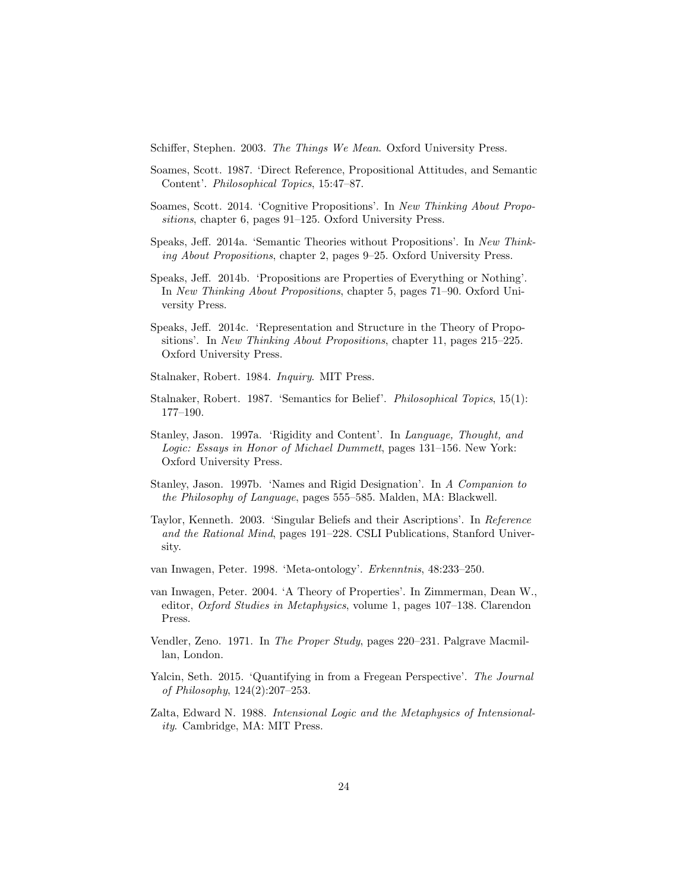Schiffer, Stephen. 2003. *The Things We Mean*. Oxford University Press.

Soames, Scott. 1987. 'Direct Reference, Propositional Attitudes, and Semantic Content'. *Philosophical Topics*, 15:47–87.

Soames, Scott. 2014. 'Cognitive Propositions'. In *New Thinking About Propositions*, chapter 6, pages 91–125. Oxford University Press.

Speaks, Jeff. 2014a. 'Semantic Theories without Propositions'. In *New Thinking About Propositions*, chapter 2, pages 9–25. Oxford University Press.

Speaks, Jeff. 2014b. 'Propositions are Properties of Everything or Nothing'. In *New Thinking About Propositions*, chapter 5, pages 71–90. Oxford University Press.

Speaks, Jeff. 2014c. 'Representation and Structure in the Theory of Propositions'. In *New Thinking About Propositions*, chapter 11, pages 215–225. Oxford University Press.

Stalnaker, Robert. 1984. *Inquiry*. MIT Press.

Stalnaker, Robert. 1987. 'Semantics for Belief'. *Philosophical Topics*, 15(1): 177–190.

Stanley, Jason. 1997a. 'Rigidity and Content'. In *Language, Thought, and Logic: Essays in Honor of Michael Dummett*, pages 131–156. New York: Oxford University Press.

Stanley, Jason. 1997b. 'Names and Rigid Designation'. In *A Companion to the Philosophy of Language*, pages 555–585. Malden, MA: Blackwell.

Taylor, Kenneth. 2003. 'Singular Beliefs and their Ascriptions'. In *Reference and the Rational Mind*, pages 191–228. CSLI Publications, Stanford University.

van Inwagen, Peter. 1998. 'Meta-ontology'. *Erkenntnis*, 48:233–250.

van Inwagen, Peter. 2004. 'A Theory of Properties'. In Zimmerman, Dean W., editor, *Oxford Studies in Metaphysics*, volume 1, pages 107–138. Clarendon Press.

Vendler, Zeno. 1971. In *The Proper Study*, pages 220–231. Palgrave Macmillan, London.

Yalcin, Seth. 2015. 'Quantifying in from a Fregean Perspective'. *The Journal of Philosophy*, 124(2):207–253.

Zalta, Edward N. 1988. *Intensional Logic and the Metaphysics of Intensionality*. Cambridge, MA: MIT Press.